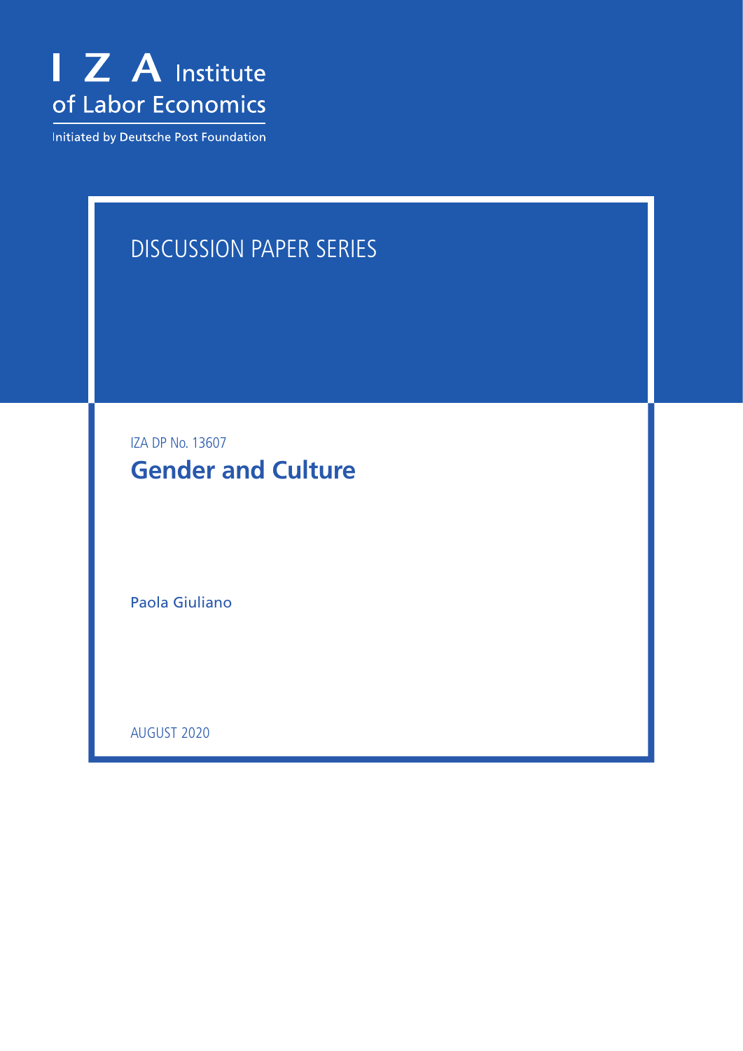I Z A Institute of Labor Economics

Initiated by Deutsche Post Foundation

DISCUSSION PAPER SERIES

IZA DP No. 13607

# Gender and Culture

Paola Giuliano

AUGUST 2020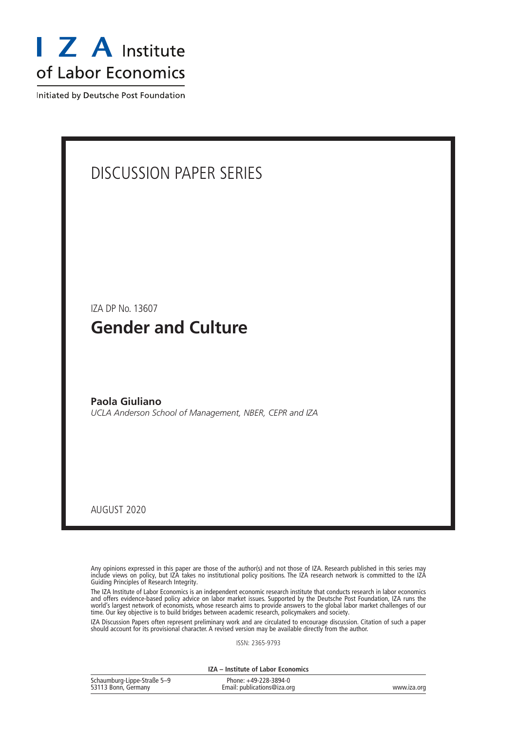# I Z A Institute of Labor Economics

Initiated by Deutsche Post Foundation

DISCUSSION PAPER SERIES

IZA DP No. 13607

## Gender and Culture

**Paola Giuliano**

*UCLA Anderson School of Management, NBER, CEPR and IZA*

AUGUST 2020

Any opinions expressed in this paper are those of the author(s) and not those of IZA. Research published in this series may include views on policy, but IZA takes no institutional policy positions. The IZA research network is committed to the IZA Guiding Principles of Research Integrity.

The IZA Institute of Labor Economics is an independent economic research institute that conducts research in labor economics and offers evidence-based policy advice on labor market issues. Supported by the Deutsche Post Foundation, IZA runs the world's largest network of economists, whose research aims to provide answers to the global labor market challenges of our time. Our key objective is to build bridges between academic research, policymakers and society.

IZA Discussion Papers often represent preliminary work and are circulated to encourage discussion. Citation of such a paper should account for its provisional character. A revised version may be available directly from the author.

ISSN: 2365-9793

**IZA – Institute of Labor Economics**

Schaumburg-Lippe-Straße 5–9
53113 Bonn, Germany

Phone: +49-228-3894-0
Email: publications@iza.org

www.iza.org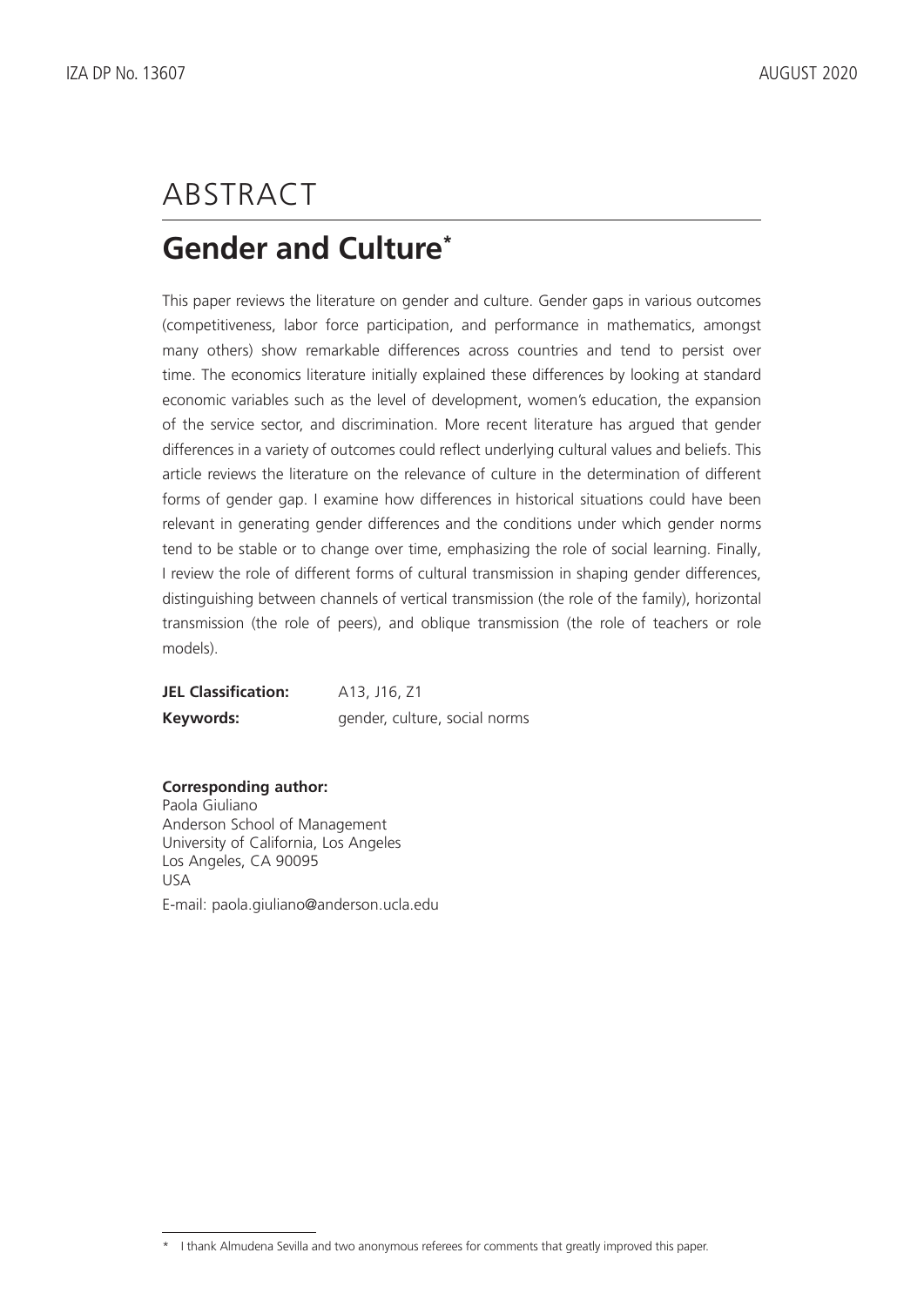# ABSTRACT

## Gender and Culture*

This paper reviews the literature on gender and culture. Gender gaps in various outcomes (competitiveness, labor force participation, and performance in mathematics, amongst many others) show remarkable differences across countries and tend to persist over time. The economics literature initially explained these differences by looking at standard economic variables such as the level of development, women's education, the expansion of the service sector, and discrimination. More recent literature has argued that gender differences in a variety of outcomes could reflect underlying cultural values and beliefs. This article reviews the literature on the relevance of culture in the determination of different forms of gender gap. I examine how differences in historical situations could have been relevant in generating gender differences and the conditions under which gender norms tend to be stable or to change over time, emphasizing the role of social learning. Finally, I review the role of different forms of cultural transmission in shaping gender differences, distinguishing between channels of vertical transmission (the role of the family), horizontal transmission (the role of peers), and oblique transmission (the role of teachers or role models).

**JEL Classification:** A13, J16, Z1

**Keywords:** gender, culture, social norms

**Corresponding author:**

Paola Giuliano
Anderson School of Management
University of California, Los Angeles
Los Angeles, CA 90095
USA

E-mail: paola.giuliano@anderson.ucla.edu

\* I thank Almudena Sevilla and two anonymous referees for comments that greatly improved this paper.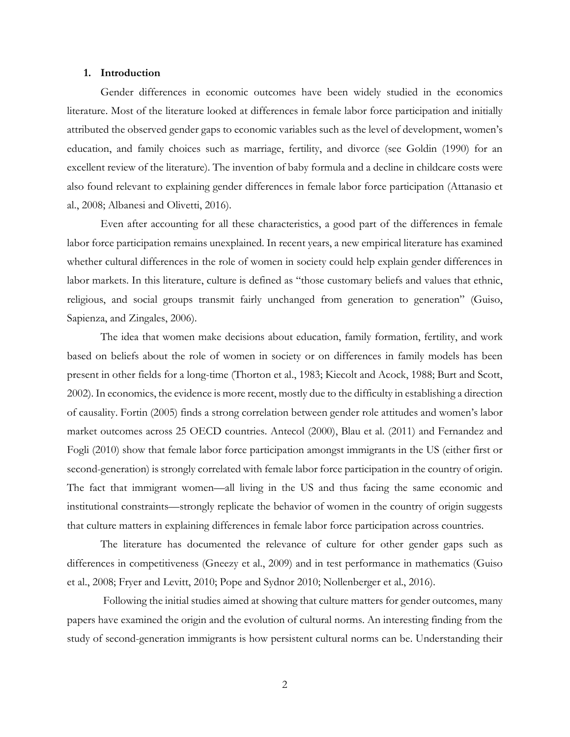## 1. Introduction

Gender differences in economic outcomes have been widely studied in the economics literature. Most of the literature looked at differences in female labor force participation and initially attributed the observed gender gaps to economic variables such as the level of development, women's education, and family choices such as marriage, fertility, and divorce (see Goldin (1990) for an excellent review of the literature). The invention of baby formula and a decline in childcare costs were also found relevant to explaining gender differences in female labor force participation (Attanasio et al., 2008; Albanesi and Olivetti, 2016).

Even after accounting for all these characteristics, a good part of the differences in female labor force participation remains unexplained. In recent years, a new empirical literature has examined whether cultural differences in the role of women in society could help explain gender differences in labor markets. In this literature, culture is defined as "those customary beliefs and values that ethnic, religious, and social groups transmit fairly unchanged from generation to generation" (Guiso, Sapienza, and Zingales, 2006).

The idea that women make decisions about education, family formation, fertility, and work based on beliefs about the role of women in society or on differences in family models has been present in other fields for a long-time (Thorton et al., 1983; Kiecolt and Acock, 1988; Burt and Scott, 2002). In economics, the evidence is more recent, mostly due to the difficulty in establishing a direction of causality. Fortin (2005) finds a strong correlation between gender role attitudes and women's labor market outcomes across 25 OECD countries. Antecol (2000), Blau et al. (2011) and Fernandez and Fogli (2010) show that female labor force participation amongst immigrants in the US (either first or second-generation) is strongly correlated with female labor force participation in the country of origin. The fact that immigrant women—all living in the US and thus facing the same economic and institutional constraints—strongly replicate the behavior of women in the country of origin suggests that culture matters in explaining differences in female labor force participation across countries.

The literature has documented the relevance of culture for other gender gaps such as differences in competitiveness (Gneezy et al., 2009) and in test performance in mathematics (Guiso et al., 2008; Fryer and Levitt, 2010; Pope and Sydnor 2010; Nollenberger et al., 2016).

Following the initial studies aimed at showing that culture matters for gender outcomes, many papers have examined the origin and the evolution of cultural norms. An interesting finding from the study of second-generation immigrants is how persistent cultural norms can be. Understanding their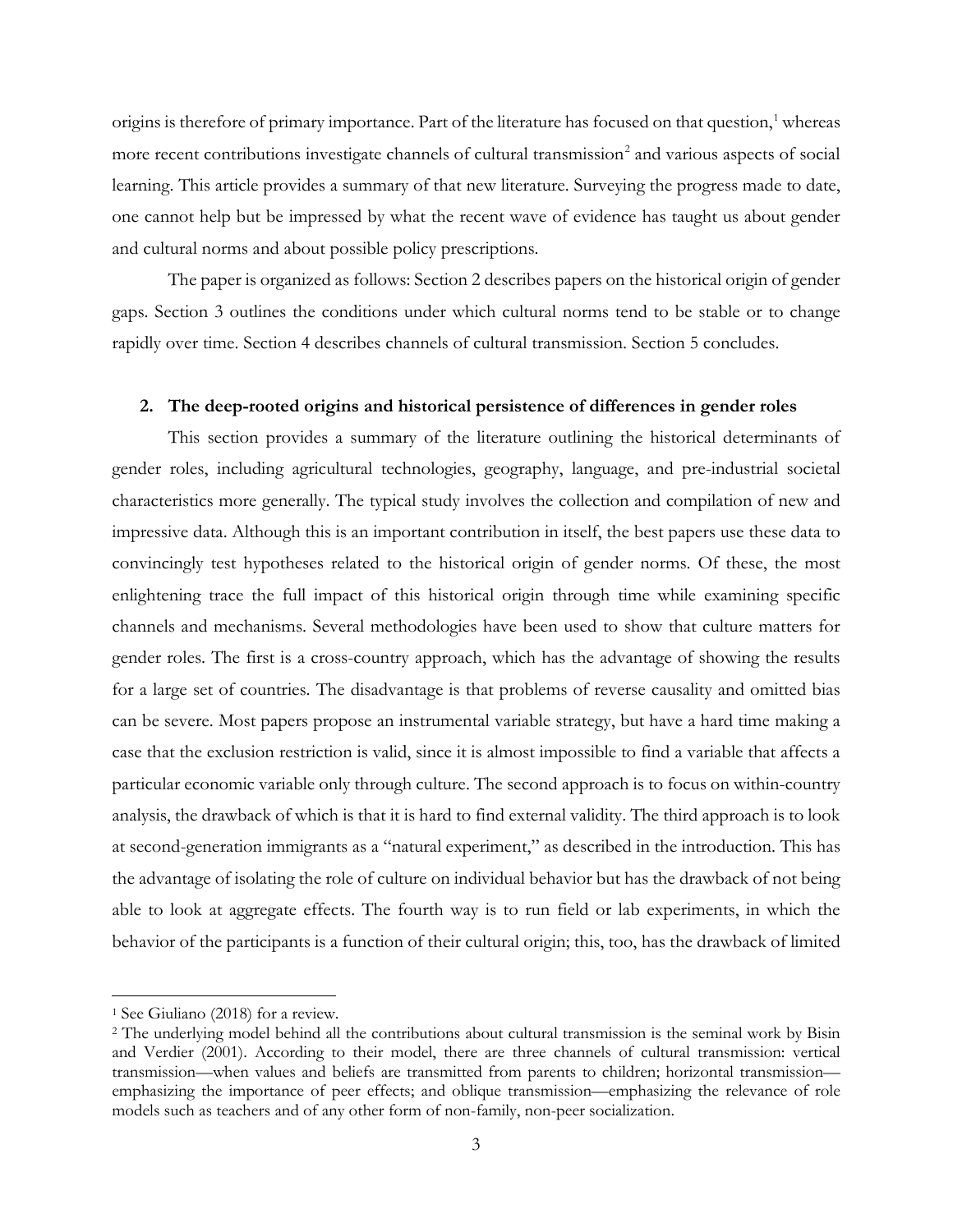origins is therefore of primary importance. Part of the literature has focused on that question,[1] whereas more recent contributions investigate channels of cultural transmission[2] and various aspects of social learning. This article provides a summary of that new literature. Surveying the progress made to date, one cannot help but be impressed by what the recent wave of evidence has taught us about gender and cultural norms and about possible policy prescriptions.

The paper is organized as follows: Section 2 describes papers on the historical origin of gender gaps. Section 3 outlines the conditions under which cultural norms tend to be stable or to change rapidly over time. Section 4 describes channels of cultural transmission. Section 5 concludes.

## 2. The deep-rooted origins and historical persistence of differences in gender roles

This section provides a summary of the literature outlining the historical determinants of gender roles, including agricultural technologies, geography, language, and pre-industrial societal characteristics more generally. The typical study involves the collection and compilation of new and impressive data. Although this is an important contribution in itself, the best papers use these data to convincingly test hypotheses related to the historical origin of gender norms. Of these, the most enlightening trace the full impact of this historical origin through time while examining specific channels and mechanisms. Several methodologies have been used to show that culture matters for gender roles. The first is a cross-country approach, which has the advantage of showing the results for a large set of countries. The disadvantage is that problems of reverse causality and omitted bias can be severe. Most papers propose an instrumental variable strategy, but have a hard time making a case that the exclusion restriction is valid, since it is almost impossible to find a variable that affects a particular economic variable only through culture. The second approach is to focus on within-country analysis, the drawback of which is that it is hard to find external validity. The third approach is to look at second-generation immigrants as a "natural experiment," as described in the introduction. This has the advantage of isolating the role of culture on individual behavior but has the drawback of not being able to look at aggregate effects. The fourth way is to run field or lab experiments, in which the behavior of the participants is a function of their cultural origin; this, too, has the drawback of limited

[1] See Giuliano (2018) for a review.

[2] The underlying model behind all the contributions about cultural transmission is the seminal work by Bisin and Verdier (2001). According to their model, there are three channels of cultural transmission: vertical transmission—when values and beliefs are transmitted from parents to children; horizontal transmission—emphasizing the importance of peer effects; and oblique transmission—emphasizing the relevance of role models such as teachers and of any other form of non-family, non-peer socialization.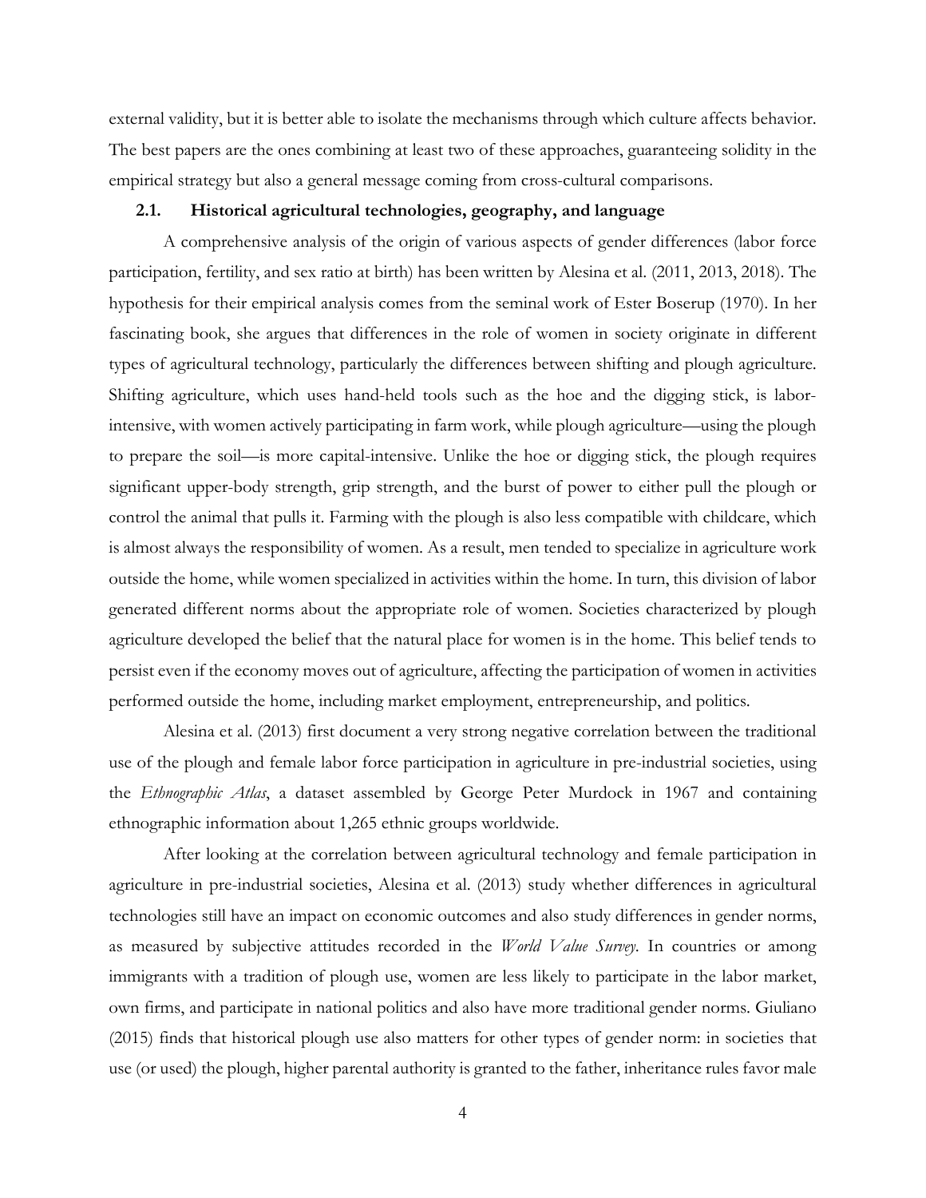external validity, but it is better able to isolate the mechanisms through which culture affects behavior. The best papers are the ones combining at least two of these approaches, guaranteeing solidity in the empirical strategy but also a general message coming from cross-cultural comparisons.

### 2.1. Historical agricultural technologies, geography, and language

A comprehensive analysis of the origin of various aspects of gender differences (labor force participation, fertility, and sex ratio at birth) has been written by Alesina et al. (2011, 2013, 2018). The hypothesis for their empirical analysis comes from the seminal work of Ester Boserup (1970). In her fascinating book, she argues that differences in the role of women in society originate in different types of agricultural technology, particularly the differences between shifting and plough agriculture. Shifting agriculture, which uses hand-held tools such as the hoe and the digging stick, is labor-intensive, with women actively participating in farm work, while plough agriculture—using the plough to prepare the soil—is more capital-intensive. Unlike the hoe or digging stick, the plough requires significant upper-body strength, grip strength, and the burst of power to either pull the plough or control the animal that pulls it. Farming with the plough is also less compatible with childcare, which is almost always the responsibility of women. As a result, men tended to specialize in agriculture work outside the home, while women specialized in activities within the home. In turn, this division of labor generated different norms about the appropriate role of women. Societies characterized by plough agriculture developed the belief that the natural place for women is in the home. This belief tends to persist even if the economy moves out of agriculture, affecting the participation of women in activities performed outside the home, including market employment, entrepreneurship, and politics.

Alesina et al. (2013) first document a very strong negative correlation between the traditional use of the plough and female labor force participation in agriculture in pre-industrial societies, using the *Ethnographic Atlas*, a dataset assembled by George Peter Murdock in 1967 and containing ethnographic information about 1,265 ethnic groups worldwide.

After looking at the correlation between agricultural technology and female participation in agriculture in pre-industrial societies, Alesina et al. (2013) study whether differences in agricultural technologies still have an impact on economic outcomes and also study differences in gender norms, as measured by subjective attitudes recorded in the *World Value Survey*. In countries or among immigrants with a tradition of plough use, women are less likely to participate in the labor market, own firms, and participate in national politics and also have more traditional gender norms. Giuliano (2015) finds that historical plough use also matters for other types of gender norm: in societies that use (or used) the plough, higher parental authority is granted to the father, inheritance rules favor male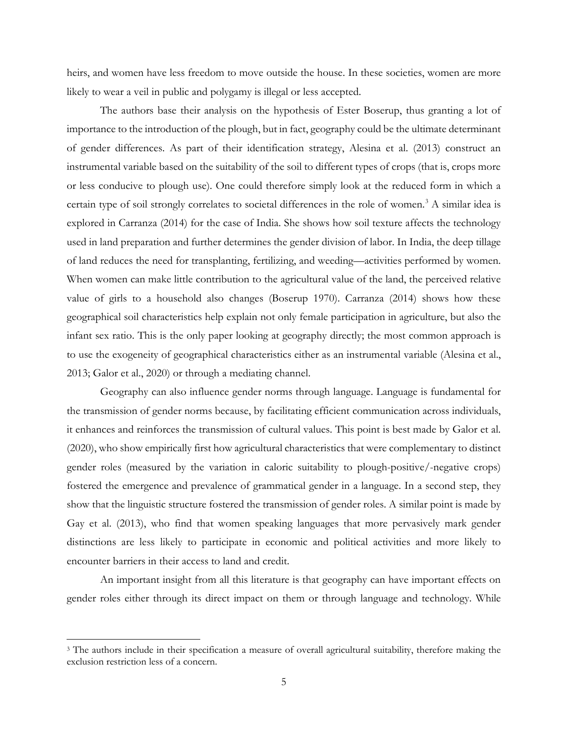heirs, and women have less freedom to move outside the house. In these societies, women are more likely to wear a veil in public and polygamy is illegal or less accepted.

The authors base their analysis on the hypothesis of Ester Boserup, thus granting a lot of importance to the introduction of the plough, but in fact, geography could be the ultimate determinant of gender differences. As part of their identification strategy, Alesina et al. (2013) construct an instrumental variable based on the suitability of the soil to different types of crops (that is, crops more or less conducive to plough use). One could therefore simply look at the reduced form in which a certain type of soil strongly correlates to societal differences in the role of women.[3] A similar idea is explored in Carranza (2014) for the case of India. She shows how soil texture affects the technology used in land preparation and further determines the gender division of labor. In India, the deep tillage of land reduces the need for transplanting, fertilizing, and weeding—activities performed by women. When women can make little contribution to the agricultural value of the land, the perceived relative value of girls to a household also changes (Boserup 1970). Carranza (2014) shows how these geographical soil characteristics help explain not only female participation in agriculture, but also the infant sex ratio. This is the only paper looking at geography directly; the most common approach is to use the exogeneity of geographical characteristics either as an instrumental variable (Alesina et al., 2013; Galor et al., 2020) or through a mediating channel.

Geography can also influence gender norms through language. Language is fundamental for the transmission of gender norms because, by facilitating efficient communication across individuals, it enhances and reinforces the transmission of cultural values. This point is best made by Galor et al. (2020), who show empirically first how agricultural characteristics that were complementary to distinct gender roles (measured by the variation in caloric suitability to plough-positive/-negative crops) fostered the emergence and prevalence of grammatical gender in a language. In a second step, they show that the linguistic structure fostered the transmission of gender roles. A similar point is made by Gay et al. (2013), who find that women speaking languages that more pervasively mark gender distinctions are less likely to participate in economic and political activities and more likely to encounter barriers in their access to land and credit.

An important insight from all this literature is that geography can have important effects on gender roles either through its direct impact on them or through language and technology. While

[3] The authors include in their specification a measure of overall agricultural suitability, therefore making the exclusion restriction less of a concern.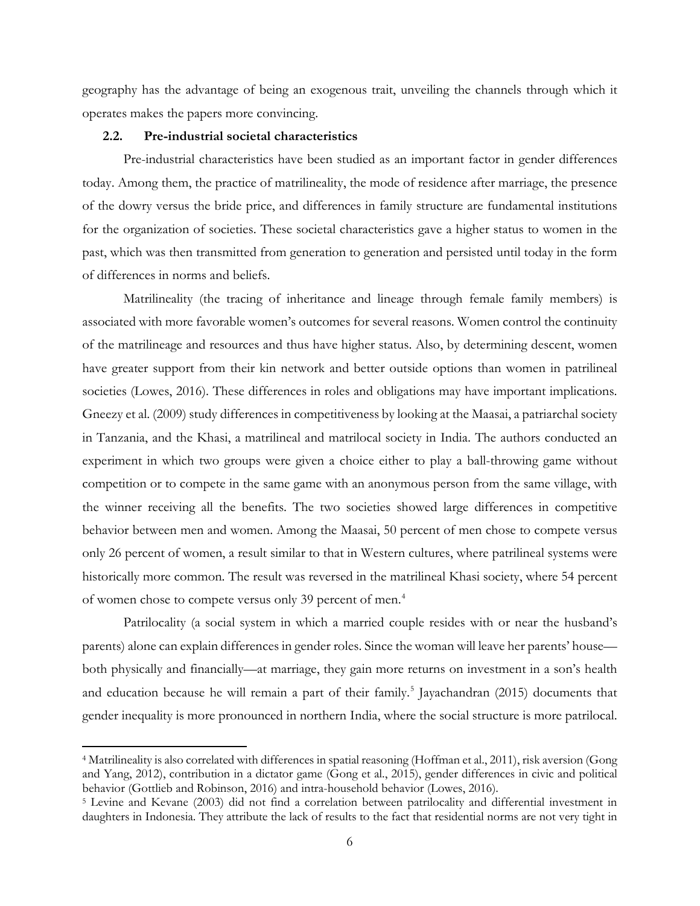geography has the advantage of being an exogenous trait, unveiling the channels through which it operates makes the papers more convincing.

### 2.2. Pre-industrial societal characteristics

Pre-industrial characteristics have been studied as an important factor in gender differences today. Among them, the practice of matrilineality, the mode of residence after marriage, the presence of the dowry versus the bride price, and differences in family structure are fundamental institutions for the organization of societies. These societal characteristics gave a higher status to women in the past, which was then transmitted from generation to generation and persisted until today in the form of differences in norms and beliefs.

Matrilineality (the tracing of inheritance and lineage through female family members) is associated with more favorable women's outcomes for several reasons. Women control the continuity of the matrilineage and resources and thus have higher status. Also, by determining descent, women have greater support from their kin network and better outside options than women in patrilineal societies (Lowes, 2016). These differences in roles and obligations may have important implications. Gneezy et al. (2009) study differences in competitiveness by looking at the Maasai, a patriarchal society in Tanzania, and the Khasi, a matrilineal and matrilocal society in India. The authors conducted an experiment in which two groups were given a choice either to play a ball-throwing game without competition or to compete in the same game with an anonymous person from the same village, with the winner receiving all the benefits. The two societies showed large differences in competitive behavior between men and women. Among the Maasai, 50 percent of men chose to compete versus only 26 percent of women, a result similar to that in Western cultures, where patrilineal systems were historically more common. The result was reversed in the matrilineal Khasi society, where 54 percent of women chose to compete versus only 39 percent of men.[4]

Patrilocality (a social system in which a married couple resides with or near the husband's parents) alone can explain differences in gender roles. Since the woman will leave her parents' house—both physically and financially—at marriage, they gain more returns on investment in a son's health and education because he will remain a part of their family.[5] Jayachandran (2015) documents that gender inequality is more pronounced in northern India, where the social structure is more patrilocal.

[4] Matrilineality is also correlated with differences in spatial reasoning (Hoffman et al., 2011), risk aversion (Gong and Yang, 2012), contribution in a dictator game (Gong et al., 2015), gender differences in civic and political behavior (Gottlieb and Robinson, 2016) and intra-household behavior (Lowes, 2016).

[5] Levine and Kevane (2003) did not find a correlation between patrilocality and differential investment in daughters in Indonesia. They attribute the lack of results to the fact that residential norms are not very tight in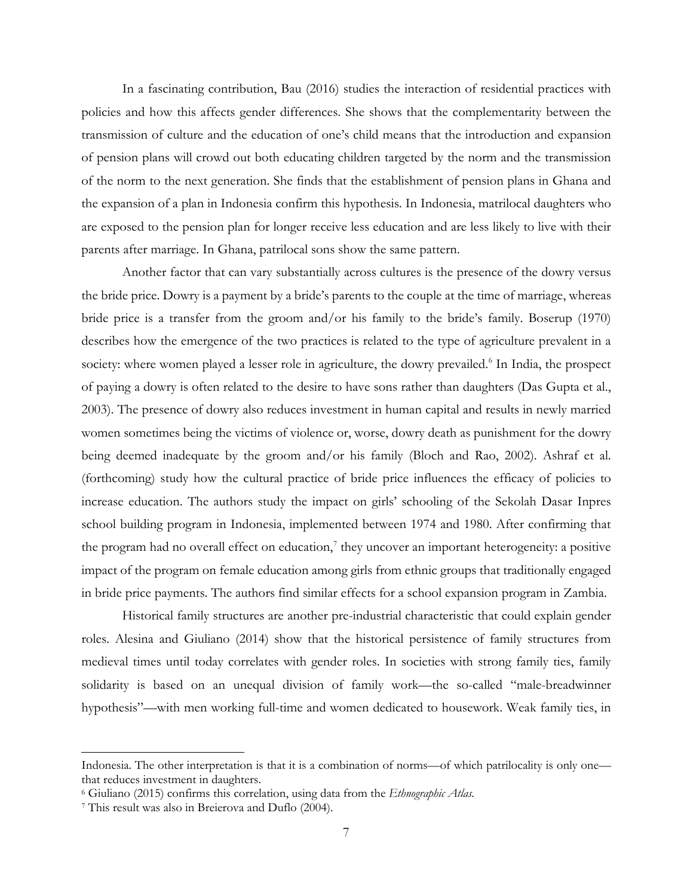In a fascinating contribution, Bau (2016) studies the interaction of residential practices with policies and how this affects gender differences. She shows that the complementarity between the transmission of culture and the education of one's child means that the introduction and expansion of pension plans will crowd out both educating children targeted by the norm and the transmission of the norm to the next generation. She finds that the establishment of pension plans in Ghana and the expansion of a plan in Indonesia confirm this hypothesis. In Indonesia, matrilocal daughters who are exposed to the pension plan for longer receive less education and are less likely to live with their parents after marriage. In Ghana, patrilocal sons show the same pattern.

Another factor that can vary substantially across cultures is the presence of the dowry versus the bride price. Dowry is a payment by a bride's parents to the couple at the time of marriage, whereas bride price is a transfer from the groom and/or his family to the bride's family. Boserup (1970) describes how the emergence of the two practices is related to the type of agriculture prevalent in a society: where women played a lesser role in agriculture, the dowry prevailed.[6] In India, the prospect of paying a dowry is often related to the desire to have sons rather than daughters (Das Gupta et al., 2003). The presence of dowry also reduces investment in human capital and results in newly married women sometimes being the victims of violence or, worse, dowry death as punishment for the dowry being deemed inadequate by the groom and/or his family (Bloch and Rao, 2002). Ashraf et al. (forthcoming) study how the cultural practice of bride price influences the efficacy of policies to increase education. The authors study the impact on girls' schooling of the Sekolah Dasar Inpres school building program in Indonesia, implemented between 1974 and 1980. After confirming that the program had no overall effect on education,[7] they uncover an important heterogeneity: a positive impact of the program on female education among girls from ethnic groups that traditionally engaged in bride price payments. The authors find similar effects for a school expansion program in Zambia.

Historical family structures are another pre-industrial characteristic that could explain gender roles. Alesina and Giuliano (2014) show that the historical persistence of family structures from medieval times until today correlates with gender roles. In societies with strong family ties, family solidarity is based on an unequal division of family work—the so-called "male-breadwinner hypothesis"—with men working full-time and women dedicated to housework. Weak family ties, in

---

Indonesia. The other interpretation is that it is a combination of norms—of which patrilocality is only one—that reduces investment in daughters.

[6] Giuliano (2015) confirms this correlation, using data from the *Ethnographic Atlas*.

[7] This result was also in Breierova and Duflo (2004).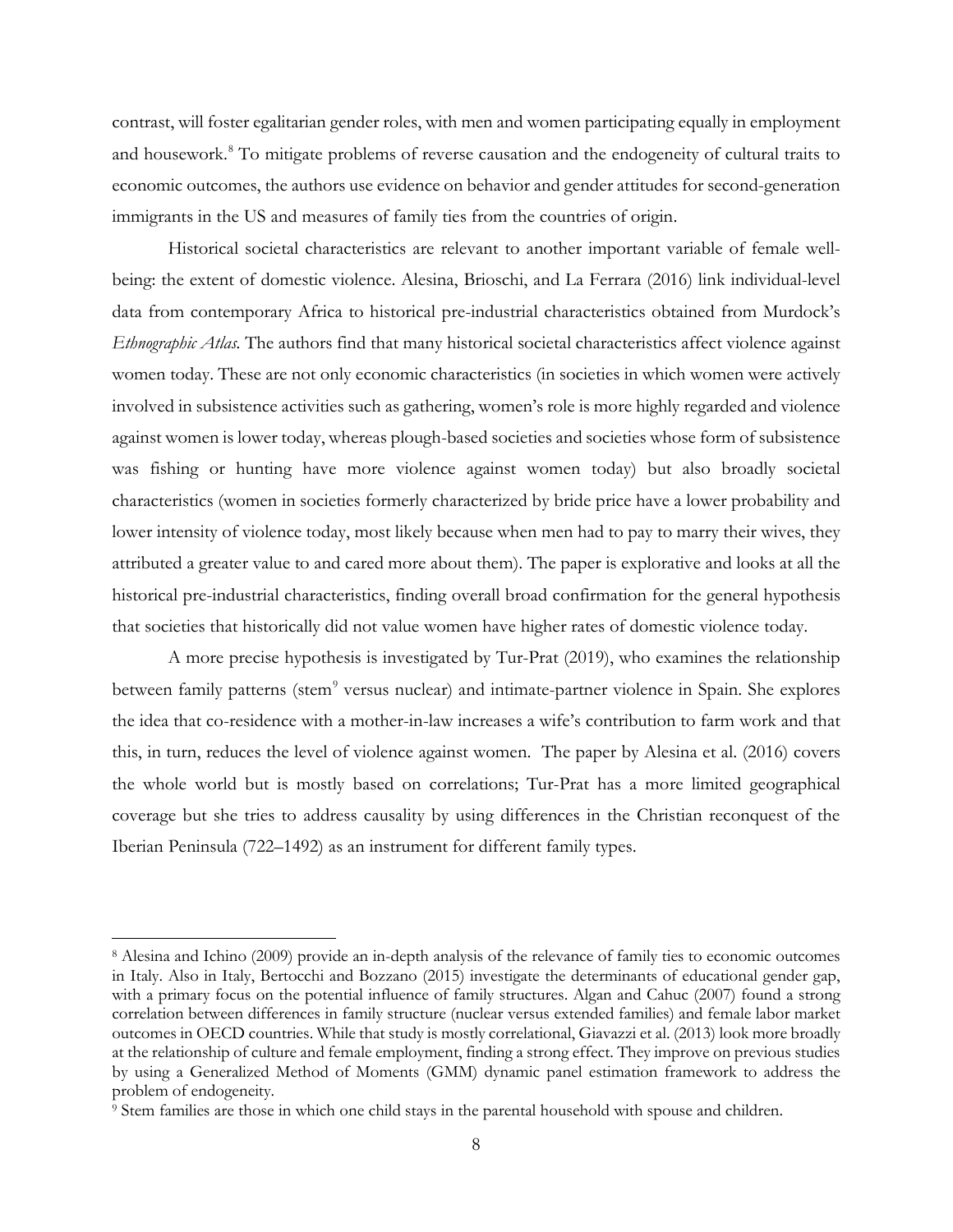contrast, will foster egalitarian gender roles, with men and women participating equally in employment and housework.[8] To mitigate problems of reverse causation and the endogeneity of cultural traits to economic outcomes, the authors use evidence on behavior and gender attitudes for second-generation immigrants in the US and measures of family ties from the countries of origin.

Historical societal characteristics are relevant to another important variable of female well-being: the extent of domestic violence. Alesina, Brioschi, and La Ferrara (2016) link individual-level data from contemporary Africa to historical pre-industrial characteristics obtained from Murdock's *Ethnographic Atlas.* The authors find that many historical societal characteristics affect violence against women today. These are not only economic characteristics (in societies in which women were actively involved in subsistence activities such as gathering, women's role is more highly regarded and violence against women is lower today, whereas plough-based societies and societies whose form of subsistence was fishing or hunting have more violence against women today) but also broadly societal characteristics (women in societies formerly characterized by bride price have a lower probability and lower intensity of violence today, most likely because when men had to pay to marry their wives, they attributed a greater value to and cared more about them). The paper is explorative and looks at all the historical pre-industrial characteristics, finding overall broad confirmation for the general hypothesis that societies that historically did not value women have higher rates of domestic violence today.

A more precise hypothesis is investigated by Tur-Prat (2019), who examines the relationship between family patterns (stem[9] versus nuclear) and intimate-partner violence in Spain. She explores the idea that co-residence with a mother-in-law increases a wife's contribution to farm work and that this, in turn, reduces the level of violence against women. The paper by Alesina et al. (2016) covers the whole world but is mostly based on correlations; Tur-Prat has a more limited geographical coverage but she tries to address causality by using differences in the Christian reconquest of the Iberian Peninsula (722–1492) as an instrument for different family types.

---

[8] Alesina and Ichino (2009) provide an in-depth analysis of the relevance of family ties to economic outcomes in Italy. Also in Italy, Bertocchi and Bozzano (2015) investigate the determinants of educational gender gap, with a primary focus on the potential influence of family structures. Algan and Cahuc (2007) found a strong correlation between differences in family structure (nuclear versus extended families) and female labor market outcomes in OECD countries. While that study is mostly correlational, Giavazzi et al. (2013) look more broadly at the relationship of culture and female employment, finding a strong effect. They improve on previous studies by using a Generalized Method of Moments (GMM) dynamic panel estimation framework to address the problem of endogeneity.

[9] Stem families are those in which one child stays in the parental household with spouse and children.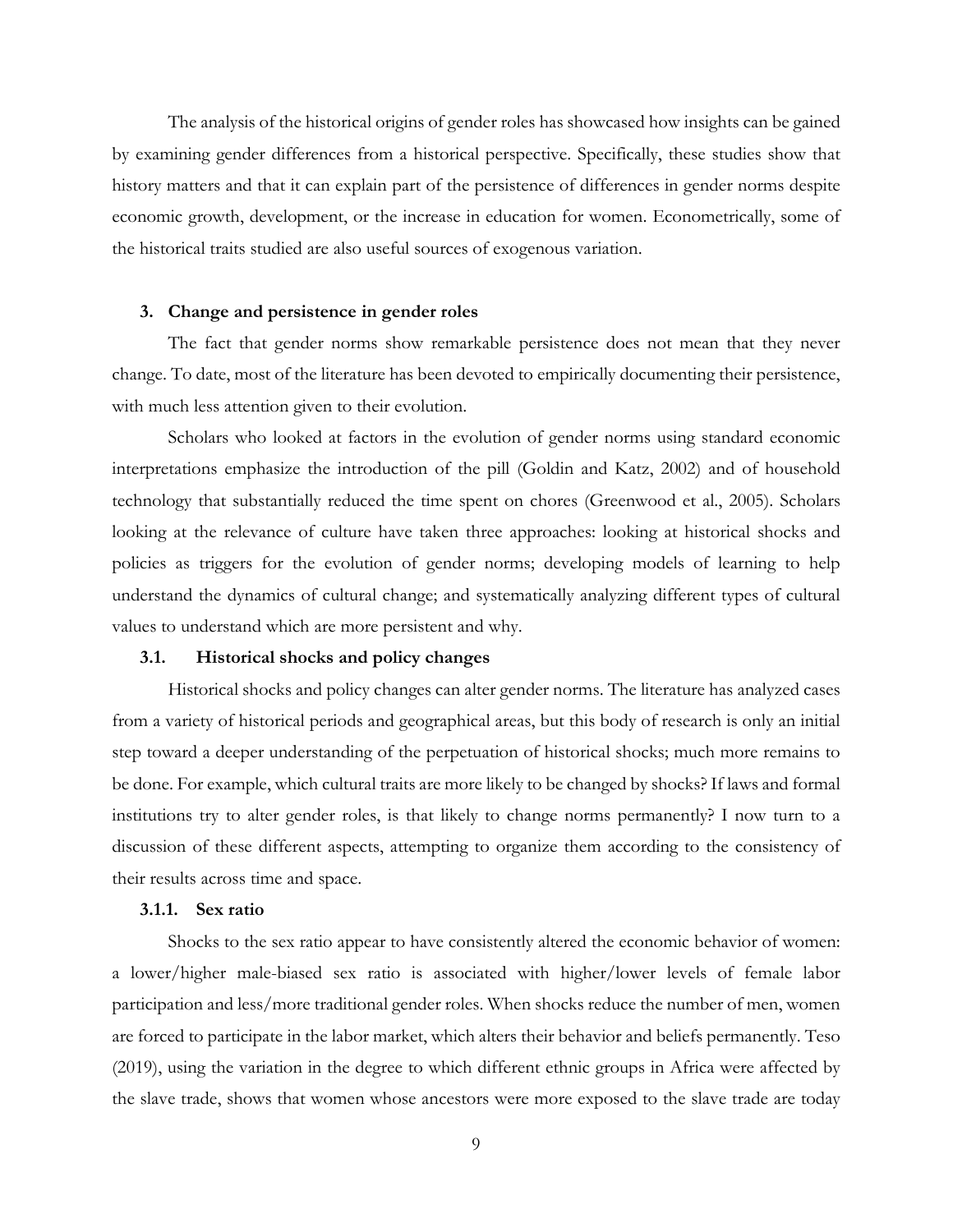The analysis of the historical origins of gender roles has showcased how insights can be gained by examining gender differences from a historical perspective. Specifically, these studies show that history matters and that it can explain part of the persistence of differences in gender norms despite economic growth, development, or the increase in education for women. Econometrically, some of the historical traits studied are also useful sources of exogenous variation.

## 3. Change and persistence in gender roles

The fact that gender norms show remarkable persistence does not mean that they never change. To date, most of the literature has been devoted to empirically documenting their persistence, with much less attention given to their evolution.

Scholars who looked at factors in the evolution of gender norms using standard economic interpretations emphasize the introduction of the pill (Goldin and Katz, 2002) and of household technology that substantially reduced the time spent on chores (Greenwood et al., 2005). Scholars looking at the relevance of culture have taken three approaches: looking at historical shocks and policies as triggers for the evolution of gender norms; developing models of learning to help understand the dynamics of cultural change; and systematically analyzing different types of cultural values to understand which are more persistent and why.

### 3.1. Historical shocks and policy changes

Historical shocks and policy changes can alter gender norms. The literature has analyzed cases from a variety of historical periods and geographical areas, but this body of research is only an initial step toward a deeper understanding of the perpetuation of historical shocks; much more remains to be done. For example, which cultural traits are more likely to be changed by shocks? If laws and formal institutions try to alter gender roles, is that likely to change norms permanently? I now turn to a discussion of these different aspects, attempting to organize them according to the consistency of their results across time and space.

#### 3.1.1. Sex ratio

Shocks to the sex ratio appear to have consistently altered the economic behavior of women: a lower/higher male-biased sex ratio is associated with higher/lower levels of female labor participation and less/more traditional gender roles. When shocks reduce the number of men, women are forced to participate in the labor market, which alters their behavior and beliefs permanently. Teso (2019), using the variation in the degree to which different ethnic groups in Africa were affected by the slave trade, shows that women whose ancestors were more exposed to the slave trade are today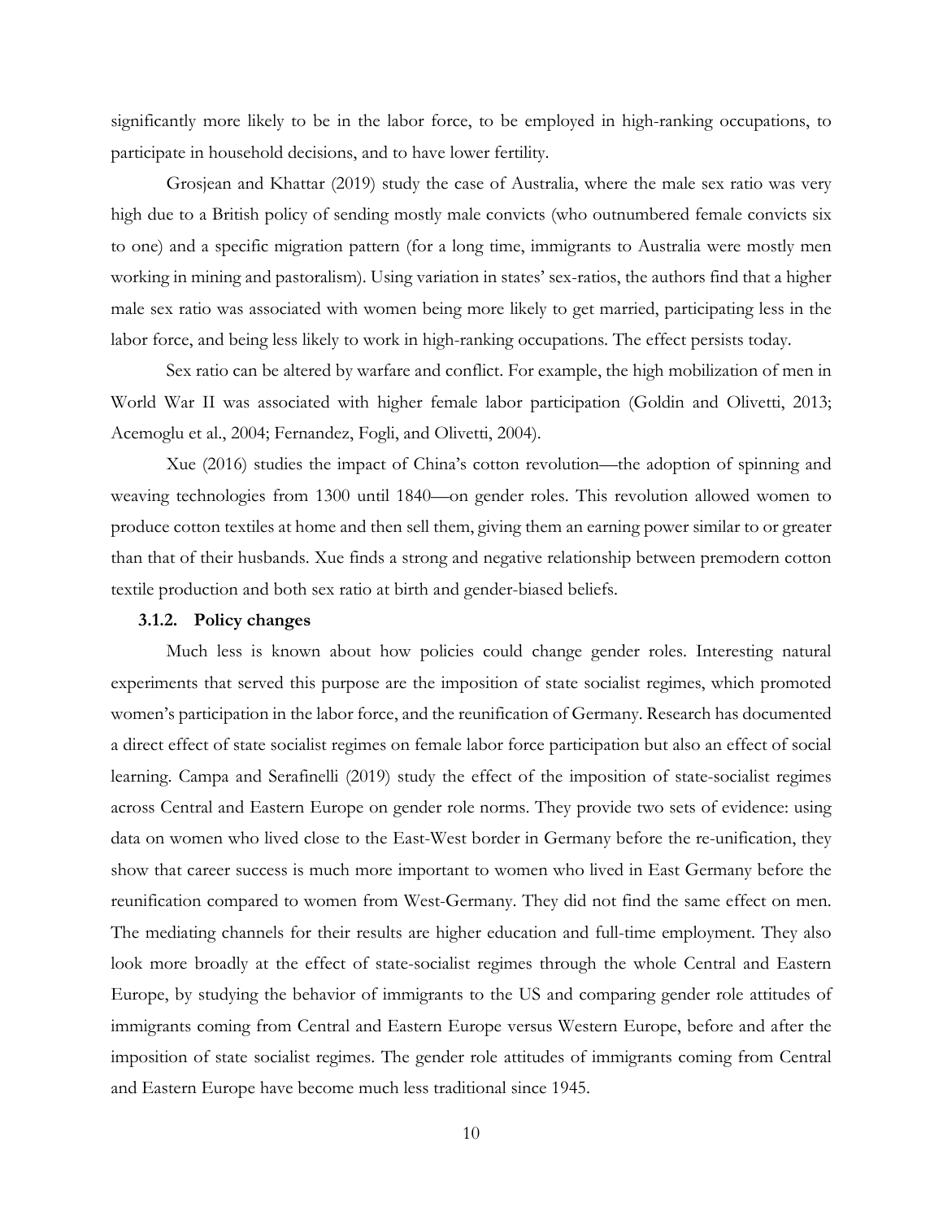significantly more likely to be in the labor force, to be employed in high-ranking occupations, to participate in household decisions, and to have lower fertility.

Grosjean and Khattar (2019) study the case of Australia, where the male sex ratio was very high due to a British policy of sending mostly male convicts (who outnumbered female convicts six to one) and a specific migration pattern (for a long time, immigrants to Australia were mostly men working in mining and pastoralism). Using variation in states' sex-ratios, the authors find that a higher male sex ratio was associated with women being more likely to get married, participating less in the labor force, and being less likely to work in high-ranking occupations. The effect persists today.

Sex ratio can be altered by warfare and conflict. For example, the high mobilization of men in World War II was associated with higher female labor participation (Goldin and Olivetti, 2013; Acemoglu et al., 2004; Fernandez, Fogli, and Olivetti, 2004).

Xue (2016) studies the impact of China's cotton revolution—the adoption of spinning and weaving technologies from 1300 until 1840—on gender roles. This revolution allowed women to produce cotton textiles at home and then sell them, giving them an earning power similar to or greater than that of their husbands. Xue finds a strong and negative relationship between premodern cotton textile production and both sex ratio at birth and gender-biased beliefs.

#### 3.1.2. Policy changes

Much less is known about how policies could change gender roles. Interesting natural experiments that served this purpose are the imposition of state socialist regimes, which promoted women's participation in the labor force, and the reunification of Germany. Research has documented a direct effect of state socialist regimes on female labor force participation but also an effect of social learning. Campa and Serafinelli (2019) study the effect of the imposition of state-socialist regimes across Central and Eastern Europe on gender role norms. They provide two sets of evidence: using data on women who lived close to the East-West border in Germany before the re-unification, they show that career success is much more important to women who lived in East Germany before the reunification compared to women from West-Germany. They did not find the same effect on men. The mediating channels for their results are higher education and full-time employment. They also look more broadly at the effect of state-socialist regimes through the whole Central and Eastern Europe, by studying the behavior of immigrants to the US and comparing gender role attitudes of immigrants coming from Central and Eastern Europe versus Western Europe, before and after the imposition of state socialist regimes. The gender role attitudes of immigrants coming from Central and Eastern Europe have become much less traditional since 1945.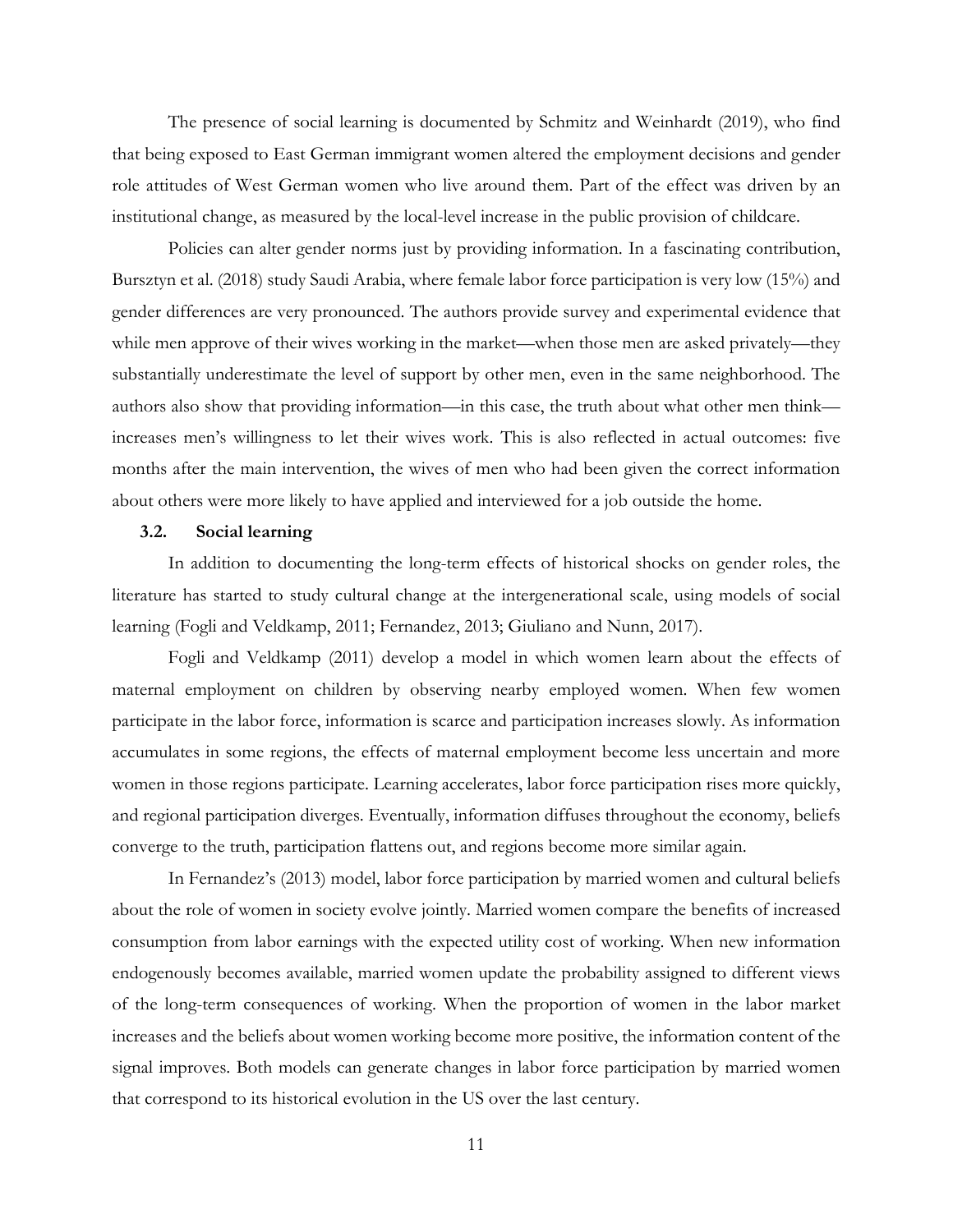The presence of social learning is documented by Schmitz and Weinhardt (2019), who find that being exposed to East German immigrant women altered the employment decisions and gender role attitudes of West German women who live around them. Part of the effect was driven by an institutional change, as measured by the local-level increase in the public provision of childcare.

Policies can alter gender norms just by providing information. In a fascinating contribution, Bursztyn et al. (2018) study Saudi Arabia, where female labor force participation is very low (15%) and gender differences are very pronounced. The authors provide survey and experimental evidence that while men approve of their wives working in the market—when those men are asked privately—they substantially underestimate the level of support by other men, even in the same neighborhood. The authors also show that providing information—in this case, the truth about what other men think—increases men's willingness to let their wives work. This is also reflected in actual outcomes: five months after the main intervention, the wives of men who had been given the correct information about others were more likely to have applied and interviewed for a job outside the home.

### 3.2. Social learning

In addition to documenting the long-term effects of historical shocks on gender roles, the literature has started to study cultural change at the intergenerational scale, using models of social learning (Fogli and Veldkamp, 2011; Fernandez, 2013; Giuliano and Nunn, 2017).

Fogli and Veldkamp (2011) develop a model in which women learn about the effects of maternal employment on children by observing nearby employed women. When few women participate in the labor force, information is scarce and participation increases slowly. As information accumulates in some regions, the effects of maternal employment become less uncertain and more women in those regions participate. Learning accelerates, labor force participation rises more quickly, and regional participation diverges. Eventually, information diffuses throughout the economy, beliefs converge to the truth, participation flattens out, and regions become more similar again.

In Fernandez's (2013) model, labor force participation by married women and cultural beliefs about the role of women in society evolve jointly. Married women compare the benefits of increased consumption from labor earnings with the expected utility cost of working. When new information endogenously becomes available, married women update the probability assigned to different views of the long-term consequences of working. When the proportion of women in the labor market increases and the beliefs about women working become more positive, the information content of the signal improves. Both models can generate changes in labor force participation by married women that correspond to its historical evolution in the US over the last century.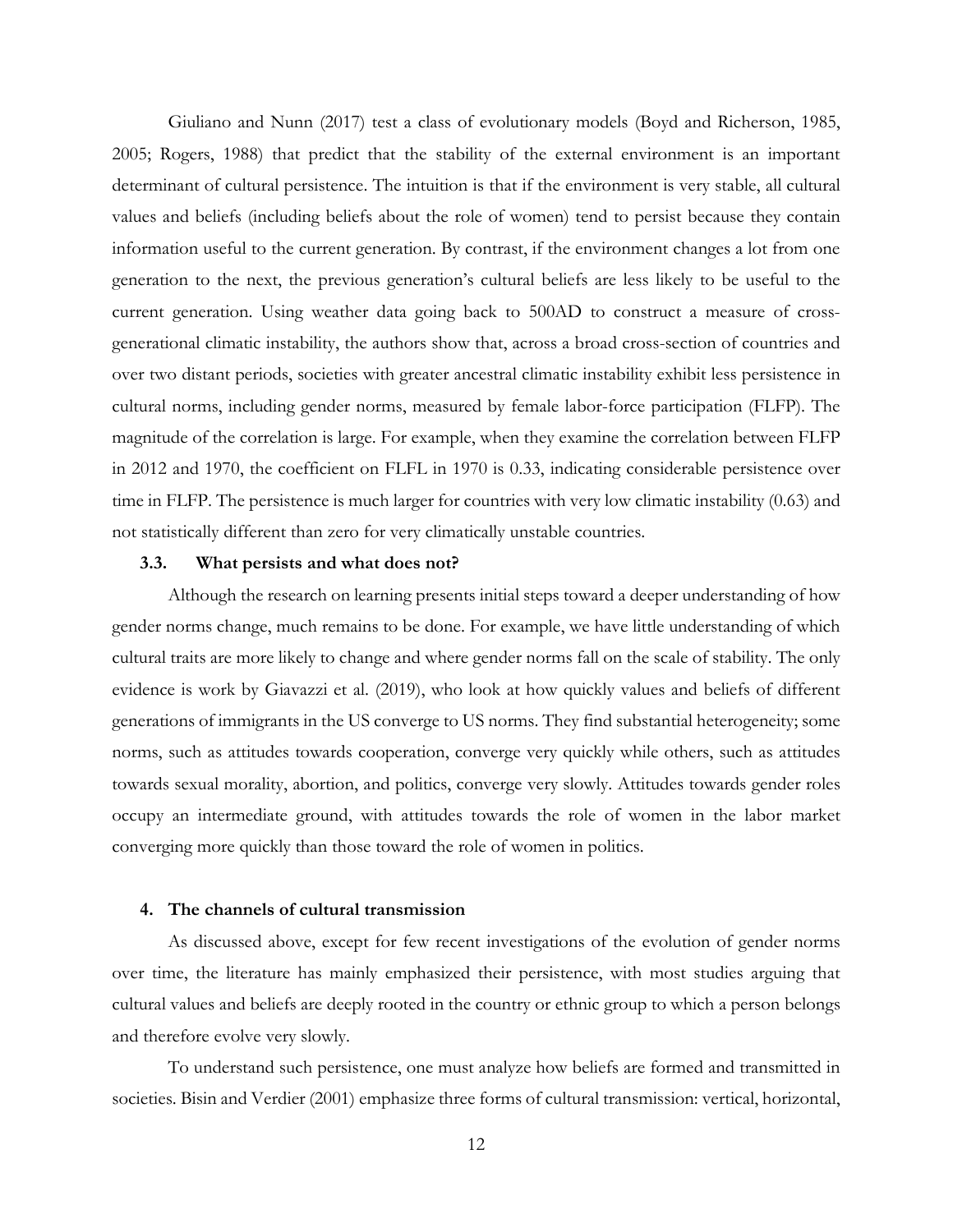Giuliano and Nunn (2017) test a class of evolutionary models (Boyd and Richerson, 1985, 2005; Rogers, 1988) that predict that the stability of the external environment is an important determinant of cultural persistence. The intuition is that if the environment is very stable, all cultural values and beliefs (including beliefs about the role of women) tend to persist because they contain information useful to the current generation. By contrast, if the environment changes a lot from one generation to the next, the previous generation's cultural beliefs are less likely to be useful to the current generation. Using weather data going back to 500AD to construct a measure of cross-generational climatic instability, the authors show that, across a broad cross-section of countries and over two distant periods, societies with greater ancestral climatic instability exhibit less persistence in cultural norms, including gender norms, measured by female labor-force participation (FLFP). The magnitude of the correlation is large. For example, when they examine the correlation between FLFP in 2012 and 1970, the coefficient on FLFL in 1970 is 0.33, indicating considerable persistence over time in FLFP. The persistence is much larger for countries with very low climatic instability (0.63) and not statistically different than zero for very climatically unstable countries.

### 3.3. What persists and what does not?

Although the research on learning presents initial steps toward a deeper understanding of how gender norms change, much remains to be done. For example, we have little understanding of which cultural traits are more likely to change and where gender norms fall on the scale of stability. The only evidence is work by Giavazzi et al. (2019), who look at how quickly values and beliefs of different generations of immigrants in the US converge to US norms. They find substantial heterogeneity; some norms, such as attitudes towards cooperation, converge very quickly while others, such as attitudes towards sexual morality, abortion, and politics, converge very slowly. Attitudes towards gender roles occupy an intermediate ground, with attitudes towards the role of women in the labor market converging more quickly than those toward the role of women in politics.

## 4. The channels of cultural transmission

As discussed above, except for few recent investigations of the evolution of gender norms over time, the literature has mainly emphasized their persistence, with most studies arguing that cultural values and beliefs are deeply rooted in the country or ethnic group to which a person belongs and therefore evolve very slowly.

To understand such persistence, one must analyze how beliefs are formed and transmitted in societies. Bisin and Verdier (2001) emphasize three forms of cultural transmission: vertical, horizontal,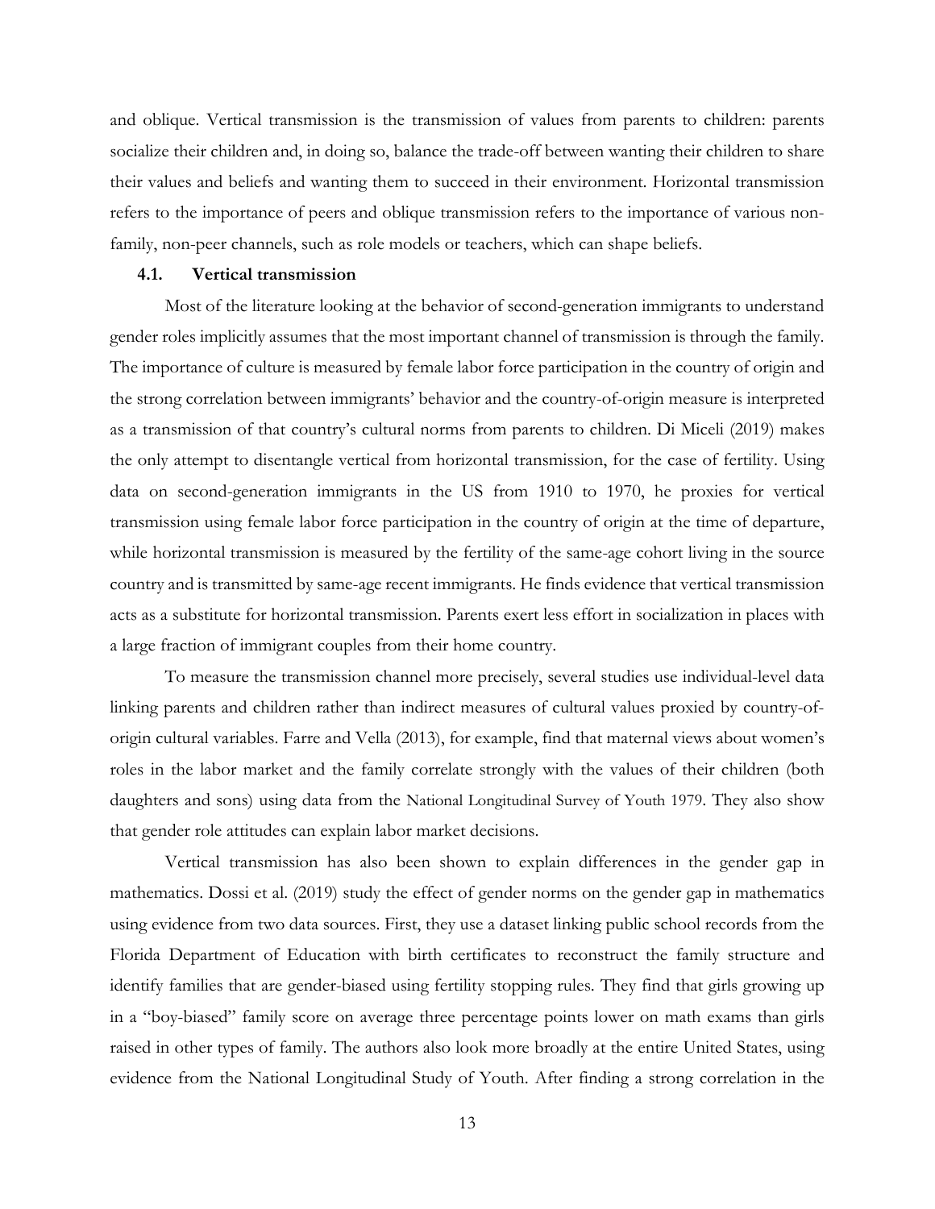and oblique. Vertical transmission is the transmission of values from parents to children: parents socialize their children and, in doing so, balance the trade-off between wanting their children to share their values and beliefs and wanting them to succeed in their environment. Horizontal transmission refers to the importance of peers and oblique transmission refers to the importance of various non-family, non-peer channels, such as role models or teachers, which can shape beliefs.

### 4.1. Vertical transmission

Most of the literature looking at the behavior of second-generation immigrants to understand gender roles implicitly assumes that the most important channel of transmission is through the family. The importance of culture is measured by female labor force participation in the country of origin and the strong correlation between immigrants' behavior and the country-of-origin measure is interpreted as a transmission of that country's cultural norms from parents to children. Di Miceli (2019) makes the only attempt to disentangle vertical from horizontal transmission, for the case of fertility. Using data on second-generation immigrants in the US from 1910 to 1970, he proxies for vertical transmission using female labor force participation in the country of origin at the time of departure, while horizontal transmission is measured by the fertility of the same-age cohort living in the source country and is transmitted by same-age recent immigrants. He finds evidence that vertical transmission acts as a substitute for horizontal transmission. Parents exert less effort in socialization in places with a large fraction of immigrant couples from their home country.

To measure the transmission channel more precisely, several studies use individual-level data linking parents and children rather than indirect measures of cultural values proxied by country-of-origin cultural variables. Farre and Vella (2013), for example, find that maternal views about women's roles in the labor market and the family correlate strongly with the values of their children (both daughters and sons) using data from the National Longitudinal Survey of Youth 1979. They also show that gender role attitudes can explain labor market decisions.

Vertical transmission has also been shown to explain differences in the gender gap in mathematics. Dossi et al. (2019) study the effect of gender norms on the gender gap in mathematics using evidence from two data sources. First, they use a dataset linking public school records from the Florida Department of Education with birth certificates to reconstruct the family structure and identify families that are gender-biased using fertility stopping rules. They find that girls growing up in a "boy-biased" family score on average three percentage points lower on math exams than girls raised in other types of family. The authors also look more broadly at the entire United States, using evidence from the National Longitudinal Study of Youth. After finding a strong correlation in the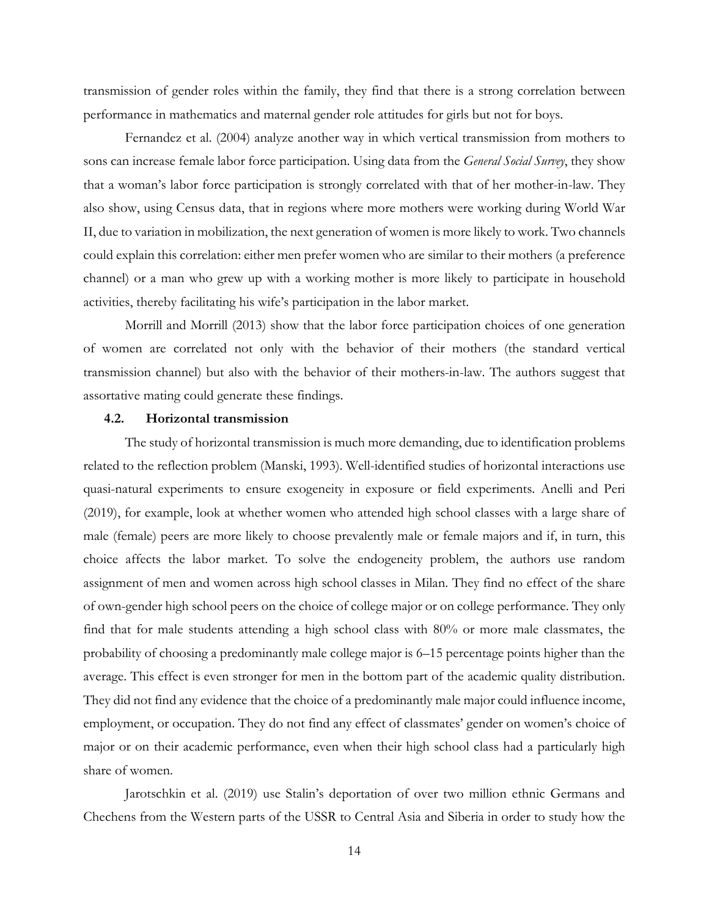transmission of gender roles within the family, they find that there is a strong correlation between performance in mathematics and maternal gender role attitudes for girls but not for boys.

Fernandez et al. (2004) analyze another way in which vertical transmission from mothers to sons can increase female labor force participation. Using data from the *General Social Survey*, they show that a woman's labor force participation is strongly correlated with that of her mother-in-law. They also show, using Census data, that in regions where more mothers were working during World War II, due to variation in mobilization, the next generation of women is more likely to work. Two channels could explain this correlation: either men prefer women who are similar to their mothers (a preference channel) or a man who grew up with a working mother is more likely to participate in household activities, thereby facilitating his wife's participation in the labor market.

Morrill and Morrill (2013) show that the labor force participation choices of one generation of women are correlated not only with the behavior of their mothers (the standard vertical transmission channel) but also with the behavior of their mothers-in-law. The authors suggest that assortative mating could generate these findings.

### 4.2. Horizontal transmission

The study of horizontal transmission is much more demanding, due to identification problems related to the reflection problem (Manski, 1993). Well-identified studies of horizontal interactions use quasi-natural experiments to ensure exogeneity in exposure or field experiments. Anelli and Peri (2019), for example, look at whether women who attended high school classes with a large share of male (female) peers are more likely to choose prevalently male or female majors and if, in turn, this choice affects the labor market. To solve the endogeneity problem, the authors use random assignment of men and women across high school classes in Milan. They find no effect of the share of own-gender high school peers on the choice of college major or on college performance. They only find that for male students attending a high school class with 80% or more male classmates, the probability of choosing a predominantly male college major is 6–15 percentage points higher than the average. This effect is even stronger for men in the bottom part of the academic quality distribution. They did not find any evidence that the choice of a predominantly male major could influence income, employment, or occupation. They do not find any effect of classmates' gender on women's choice of major or on their academic performance, even when their high school class had a particularly high share of women.

Jarotschkin et al. (2019) use Stalin's deportation of over two million ethnic Germans and Chechens from the Western parts of the USSR to Central Asia and Siberia in order to study how the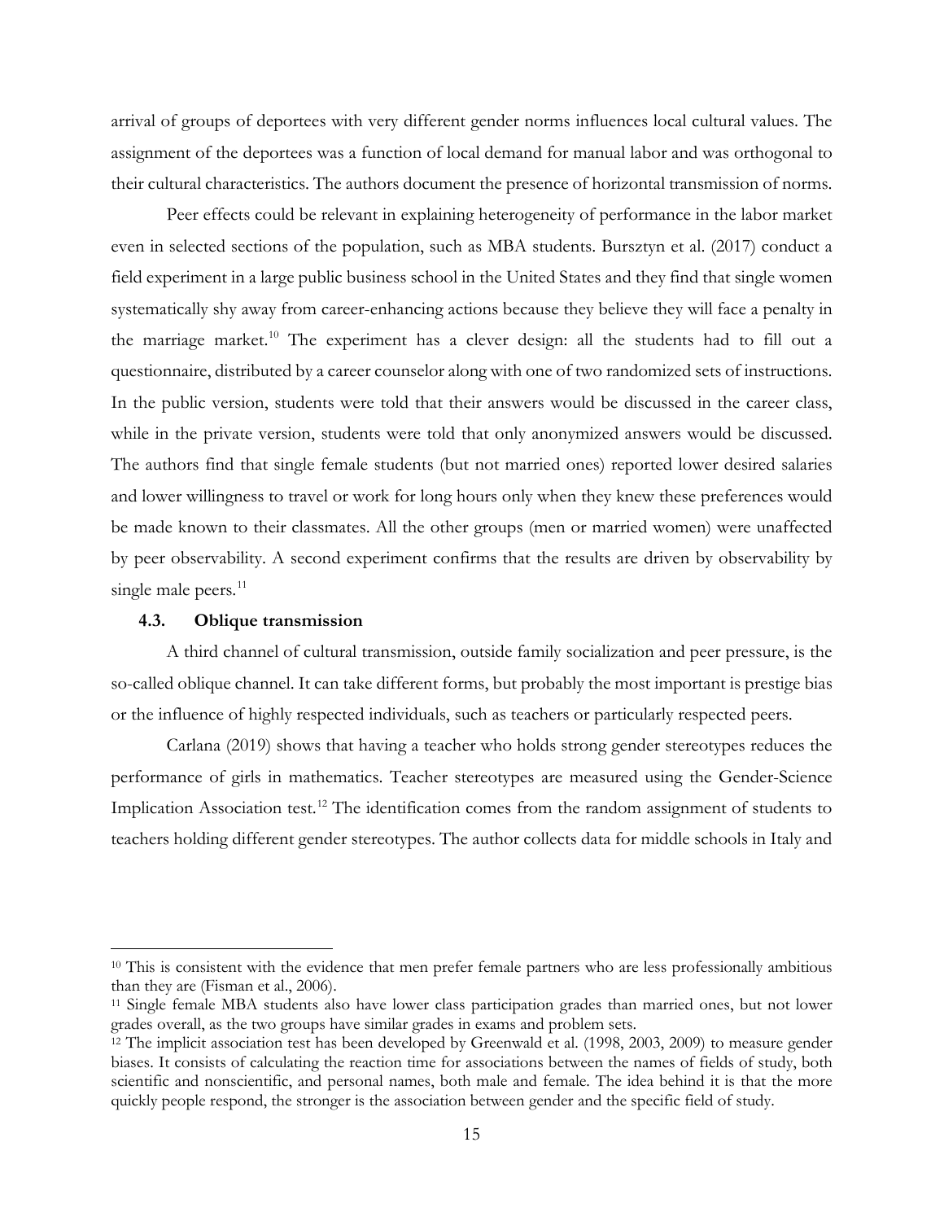arrival of groups of deportees with very different gender norms influences local cultural values. The assignment of the deportees was a function of local demand for manual labor and was orthogonal to their cultural characteristics. The authors document the presence of horizontal transmission of norms.

Peer effects could be relevant in explaining heterogeneity of performance in the labor market even in selected sections of the population, such as MBA students. Bursztyn et al. (2017) conduct a field experiment in a large public business school in the United States and they find that single women systematically shy away from career-enhancing actions because they believe they will face a penalty in the marriage market.[10] The experiment has a clever design: all the students had to fill out a questionnaire, distributed by a career counselor along with one of two randomized sets of instructions. In the public version, students were told that their answers would be discussed in the career class, while in the private version, students were told that only anonymized answers would be discussed. The authors find that single female students (but not married ones) reported lower desired salaries and lower willingness to travel or work for long hours only when they knew these preferences would be made known to their classmates. All the other groups (men or married women) were unaffected by peer observability. A second experiment confirms that the results are driven by observability by single male peers.[11]

### 4.3. Oblique transmission

A third channel of cultural transmission, outside family socialization and peer pressure, is the so-called oblique channel. It can take different forms, but probably the most important is prestige bias or the influence of highly respected individuals, such as teachers or particularly respected peers.

Carlana (2019) shows that having a teacher who holds strong gender stereotypes reduces the performance of girls in mathematics. Teacher stereotypes are measured using the Gender-Science Implication Association test.[12] The identification comes from the random assignment of students to teachers holding different gender stereotypes. The author collects data for middle schools in Italy and

---

[10] This is consistent with the evidence that men prefer female partners who are less professionally ambitious than they are (Fisman et al., 2006).

[11] Single female MBA students also have lower class participation grades than married ones, but not lower grades overall, as the two groups have similar grades in exams and problem sets.

[12] The implicit association test has been developed by Greenwald et al. (1998, 2003, 2009) to measure gender biases. It consists of calculating the reaction time for associations between the names of fields of study, both scientific and nonscientific, and personal names, both male and female. The idea behind it is that the more quickly people respond, the stronger is the association between gender and the specific field of study.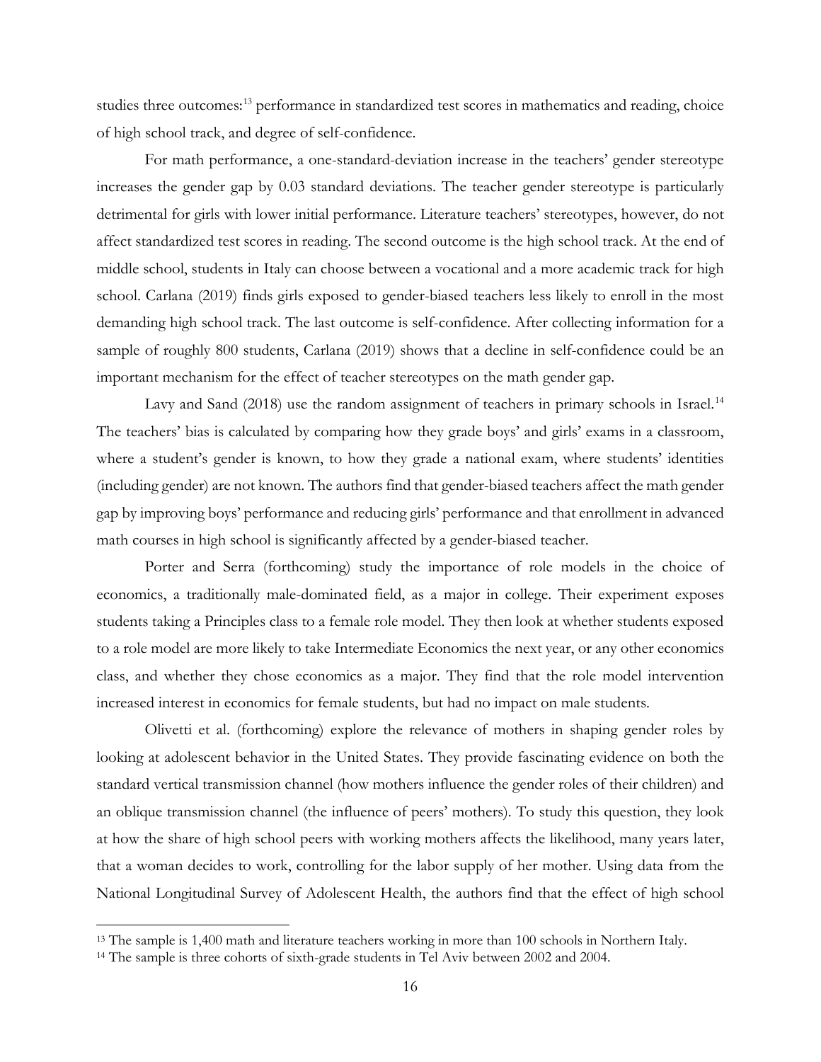studies three outcomes:[13] performance in standardized test scores in mathematics and reading, choice of high school track, and degree of self-confidence.

For math performance, a one-standard-deviation increase in the teachers' gender stereotype increases the gender gap by 0.03 standard deviations. The teacher gender stereotype is particularly detrimental for girls with lower initial performance. Literature teachers' stereotypes, however, do not affect standardized test scores in reading. The second outcome is the high school track. At the end of middle school, students in Italy can choose between a vocational and a more academic track for high school. Carlana (2019) finds girls exposed to gender-biased teachers less likely to enroll in the most demanding high school track. The last outcome is self-confidence. After collecting information for a sample of roughly 800 students, Carlana (2019) shows that a decline in self-confidence could be an important mechanism for the effect of teacher stereotypes on the math gender gap.

Lavy and Sand (2018) use the random assignment of teachers in primary schools in Israel.[14] The teachers' bias is calculated by comparing how they grade boys' and girls' exams in a classroom, where a student's gender is known, to how they grade a national exam, where students' identities (including gender) are not known. The authors find that gender-biased teachers affect the math gender gap by improving boys' performance and reducing girls' performance and that enrollment in advanced math courses in high school is significantly affected by a gender-biased teacher.

Porter and Serra (forthcoming) study the importance of role models in the choice of economics, a traditionally male-dominated field, as a major in college. Their experiment exposes students taking a Principles class to a female role model. They then look at whether students exposed to a role model are more likely to take Intermediate Economics the next year, or any other economics class, and whether they chose economics as a major. They find that the role model intervention increased interest in economics for female students, but had no impact on male students.

Olivetti et al. (forthcoming) explore the relevance of mothers in shaping gender roles by looking at adolescent behavior in the United States. They provide fascinating evidence on both the standard vertical transmission channel (how mothers influence the gender roles of their children) and an oblique transmission channel (the influence of peers' mothers). To study this question, they look at how the share of high school peers with working mothers affects the likelihood, many years later, that a woman decides to work, controlling for the labor supply of her mother. Using data from the National Longitudinal Survey of Adolescent Health, the authors find that the effect of high school

[13] The sample is 1,400 math and literature teachers working in more than 100 schools in Northern Italy.

[14] The sample is three cohorts of sixth-grade students in Tel Aviv between 2002 and 2004.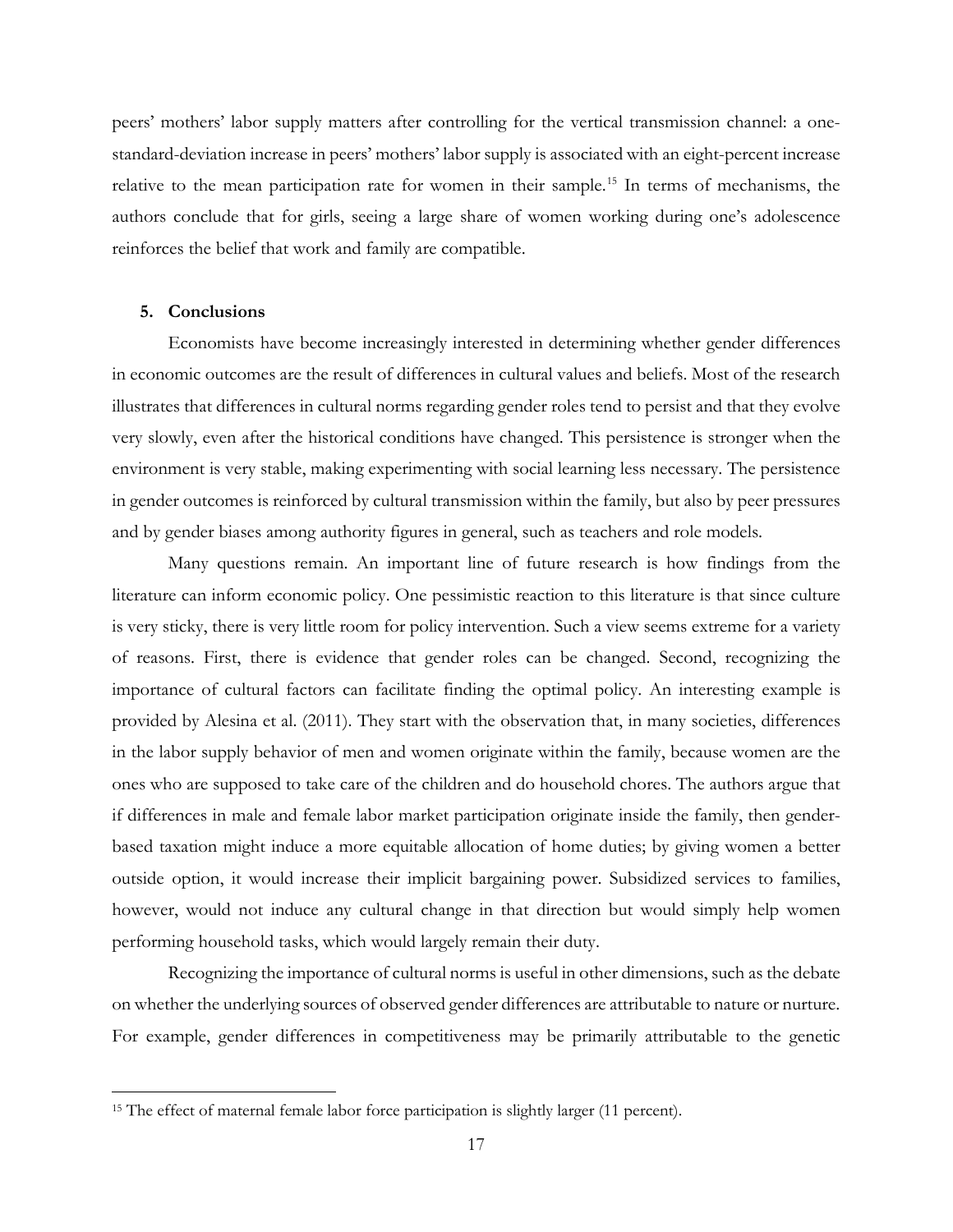peers' mothers' labor supply matters after controlling for the vertical transmission channel: a one-standard-deviation increase in peers' mothers' labor supply is associated with an eight-percent increase relative to the mean participation rate for women in their sample.[15] In terms of mechanisms, the authors conclude that for girls, seeing a large share of women working during one's adolescence reinforces the belief that work and family are compatible.

## 5. Conclusions

Economists have become increasingly interested in determining whether gender differences in economic outcomes are the result of differences in cultural values and beliefs. Most of the research illustrates that differences in cultural norms regarding gender roles tend to persist and that they evolve very slowly, even after the historical conditions have changed. This persistence is stronger when the environment is very stable, making experimenting with social learning less necessary. The persistence in gender outcomes is reinforced by cultural transmission within the family, but also by peer pressures and by gender biases among authority figures in general, such as teachers and role models.

Many questions remain. An important line of future research is how findings from the literature can inform economic policy. One pessimistic reaction to this literature is that since culture is very sticky, there is very little room for policy intervention. Such a view seems extreme for a variety of reasons. First, there is evidence that gender roles can be changed. Second, recognizing the importance of cultural factors can facilitate finding the optimal policy. An interesting example is provided by Alesina et al. (2011). They start with the observation that, in many societies, differences in the labor supply behavior of men and women originate within the family, because women are the ones who are supposed to take care of the children and do household chores. The authors argue that if differences in male and female labor market participation originate inside the family, then gender-based taxation might induce a more equitable allocation of home duties; by giving women a better outside option, it would increase their implicit bargaining power. Subsidized services to families, however, would not induce any cultural change in that direction but would simply help women performing household tasks, which would largely remain their duty.

Recognizing the importance of cultural norms is useful in other dimensions, such as the debate on whether the underlying sources of observed gender differences are attributable to nature or nurture. For example, gender differences in competitiveness may be primarily attributable to the genetic

[15] The effect of maternal female labor force participation is slightly larger (11 percent).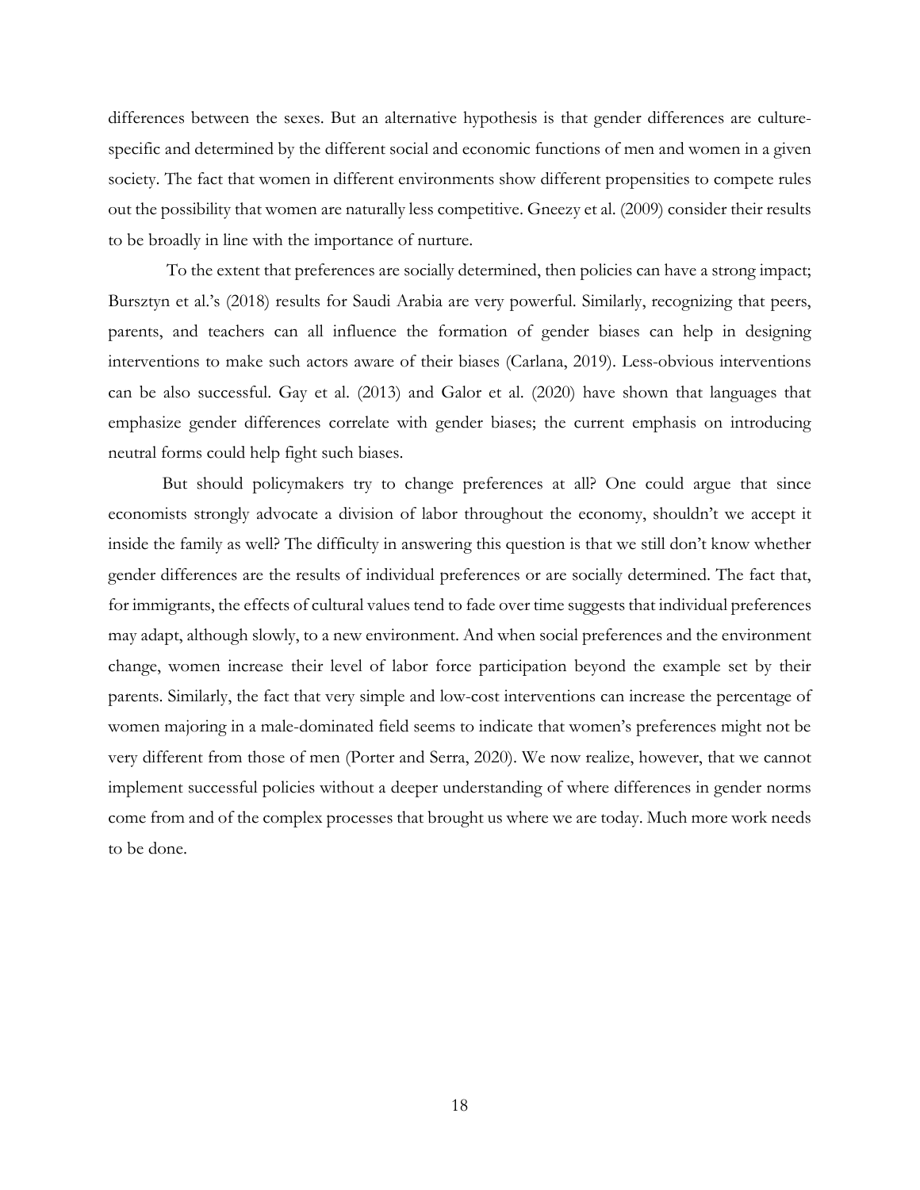differences between the sexes. But an alternative hypothesis is that gender differences are culture-specific and determined by the different social and economic functions of men and women in a given society. The fact that women in different environments show different propensities to compete rules out the possibility that women are naturally less competitive. Gneezy et al. (2009) consider their results to be broadly in line with the importance of nurture.

To the extent that preferences are socially determined, then policies can have a strong impact; Bursztyn et al.'s (2018) results for Saudi Arabia are very powerful. Similarly, recognizing that peers, parents, and teachers can all influence the formation of gender biases can help in designing interventions to make such actors aware of their biases (Carlana, 2019). Less-obvious interventions can be also successful. Gay et al. (2013) and Galor et al. (2020) have shown that languages that emphasize gender differences correlate with gender biases; the current emphasis on introducing neutral forms could help fight such biases.

But should policymakers try to change preferences at all? One could argue that since economists strongly advocate a division of labor throughout the economy, shouldn't we accept it inside the family as well? The difficulty in answering this question is that we still don't know whether gender differences are the results of individual preferences or are socially determined. The fact that, for immigrants, the effects of cultural values tend to fade over time suggests that individual preferences may adapt, although slowly, to a new environment. And when social preferences and the environment change, women increase their level of labor force participation beyond the example set by their parents. Similarly, the fact that very simple and low-cost interventions can increase the percentage of women majoring in a male-dominated field seems to indicate that women's preferences might not be very different from those of men (Porter and Serra, 2020). We now realize, however, that we cannot implement successful policies without a deeper understanding of where differences in gender norms come from and of the complex processes that brought us where we are today. Much more work needs to be done.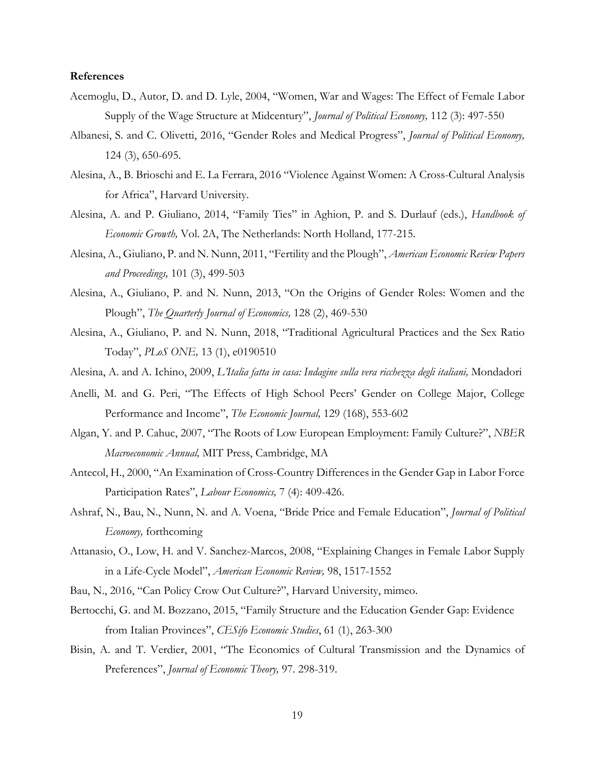**References**

Acemoglu, D., Autor, D. and D. Lyle, 2004, "Women, War and Wages: The Effect of Female Labor Supply of the Wage Structure at Midcentury", *Journal of Political Economy,* 112 (3): 497-550

Albanesi, S. and C. Olivetti, 2016, "Gender Roles and Medical Progress", *Journal of Political Economy,* 124 (3), 650-695.

Alesina, A., B. Brioschi and E. La Ferrara, 2016 "Violence Against Women: A Cross-Cultural Analysis for Africa", Harvard University.

Alesina, A. and P. Giuliano, 2014, "Family Ties" in Aghion, P. and S. Durlauf (eds.), *Handbook of Economic Growth,* Vol. 2A, The Netherlands: North Holland, 177-215.

Alesina, A., Giuliano, P. and N. Nunn, 2011, "Fertility and the Plough", *American Economic Review Papers and Proceedings,* 101 (3), 499-503

Alesina, A., Giuliano, P. and N. Nunn, 2013, "On the Origins of Gender Roles: Women and the Plough", *The Quarterly Journal of Economics,* 128 (2), 469-530

Alesina, A., Giuliano, P. and N. Nunn, 2018, "Traditional Agricultural Practices and the Sex Ratio Today", *PLoS ONE,* 13 (1), e0190510

Alesina, A. and A. Ichino, 2009, *L'Italia fatta in casa: Indagine sulla vera ricchezza degli italiani,* Mondadori

Anelli, M. and G. Peri, "The Effects of High School Peers' Gender on College Major, College Performance and Income", *The Economic Journal,* 129 (168), 553-602

Algan, Y. and P. Cahuc, 2007, "The Roots of Low European Employment: Family Culture?", *NBER Macroeconomic Annual,* MIT Press, Cambridge, MA

Antecol, H., 2000, "An Examination of Cross-Country Differences in the Gender Gap in Labor Force Participation Rates", *Labour Economics,* 7 (4): 409-426.

Ashraf, N., Bau, N., Nunn, N. and A. Voena, "Bride Price and Female Education", *Journal of Political Economy,* forthcoming

Attanasio, O., Low, H. and V. Sanchez-Marcos, 2008, "Explaining Changes in Female Labor Supply in a Life-Cycle Model", *American Economic Review,* 98, 1517-1552

Bau, N., 2016, "Can Policy Crow Out Culture?", Harvard University, mimeo.

Bertocchi, G. and M. Bozzano, 2015, "Family Structure and the Education Gender Gap: Evidence from Italian Provinces", *CESifo Economic Studies*, 61 (1), 263-300

Bisin, A. and T. Verdier, 2001, "The Economics of Cultural Transmission and the Dynamics of Preferences", *Journal of Economic Theory,* 97. 298-319.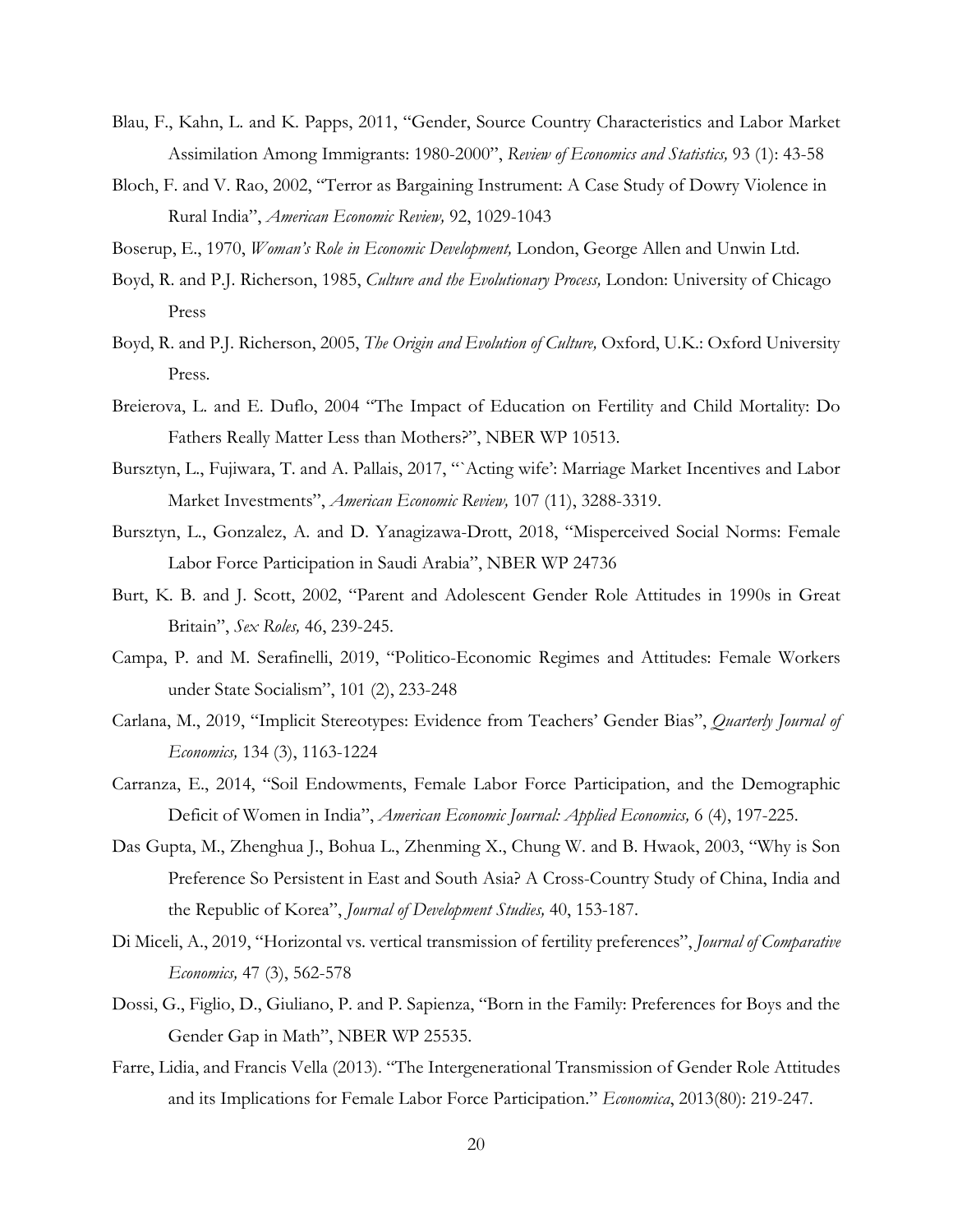Blau, F., Kahn, L. and K. Papps, 2011, "Gender, Source Country Characteristics and Labor Market Assimilation Among Immigrants: 1980-2000", *Review of Economics and Statistics,* 93 (1): 43-58

Bloch, F. and V. Rao, 2002, "Terror as Bargaining Instrument: A Case Study of Dowry Violence in Rural India", *American Economic Review,* 92, 1029-1043

Boserup, E., 1970, *Woman's Role in Economic Development,* London, George Allen and Unwin Ltd.

Boyd, R. and P.J. Richerson, 1985, *Culture and the Evolutionary Process,* London: University of Chicago Press

Boyd, R. and P.J. Richerson, 2005, *The Origin and Evolution of Culture,* Oxford, U.K.: Oxford University Press.

Breierova, L. and E. Duflo, 2004 "The Impact of Education on Fertility and Child Mortality: Do Fathers Really Matter Less than Mothers?", NBER WP 10513.

Bursztyn, L., Fujiwara, T. and A. Pallais, 2017, "`Acting wife': Marriage Market Incentives and Labor Market Investments", *American Economic Review,* 107 (11), 3288-3319.

Bursztyn, L., Gonzalez, A. and D. Yanagizawa-Drott, 2018, "Misperceived Social Norms: Female Labor Force Participation in Saudi Arabia", NBER WP 24736

Burt, K. B. and J. Scott, 2002, "Parent and Adolescent Gender Role Attitudes in 1990s in Great Britain", *Sex Roles,* 46, 239-245.

Campa, P. and M. Serafinelli, 2019, "Politico-Economic Regimes and Attitudes: Female Workers under State Socialism", 101 (2), 233-248

Carlana, M., 2019, "Implicit Stereotypes: Evidence from Teachers' Gender Bias", *Quarterly Journal of Economics,* 134 (3), 1163-1224

Carranza, E., 2014, "Soil Endowments, Female Labor Force Participation, and the Demographic Deficit of Women in India", *American Economic Journal: Applied Economics,* 6 (4), 197-225.

Das Gupta, M., Zhenghua J., Bohua L., Zhenming X., Chung W. and B. Hwaok, 2003, "Why is Son Preference So Persistent in East and South Asia? A Cross-Country Study of China, India and the Republic of Korea", *Journal of Development Studies,* 40, 153-187.

Di Miceli, A., 2019, "Horizontal vs. vertical transmission of fertility preferences", *Journal of Comparative Economics,* 47 (3), 562-578

Dossi, G., Figlio, D., Giuliano, P. and P. Sapienza, "Born in the Family: Preferences for Boys and the Gender Gap in Math", NBER WP 25535.

Farre, Lidia, and Francis Vella (2013). "The Intergenerational Transmission of Gender Role Attitudes and its Implications for Female Labor Force Participation." *Economica*, 2013(80): 219-247.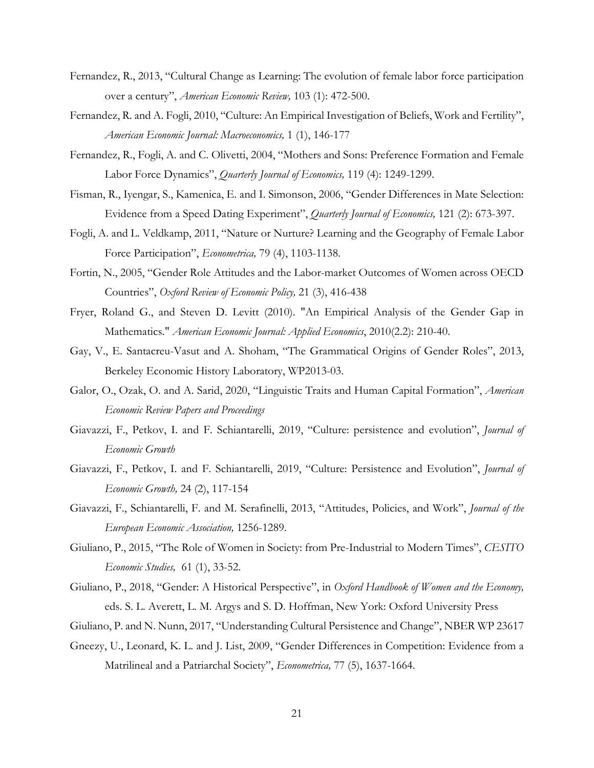Fernandez, R., 2013, "Cultural Change as Learning: The evolution of female labor force participation over a century", *American Economic Review,* 103 (1): 472-500.

Fernandez, R. and A. Fogli, 2010, "Culture: An Empirical Investigation of Beliefs, Work and Fertility", *American Economic Journal: Macroeconomics,* 1 (1), 146-177

Fernandez, R., Fogli, A. and C. Olivetti, 2004, "Mothers and Sons: Preference Formation and Female Labor Force Dynamics", *Quarterly Journal of Economics,* 119 (4): 1249-1299.

Fisman, R., Iyengar, S., Kamenica, E. and I. Simonson, 2006, "Gender Differences in Mate Selection: Evidence from a Speed Dating Experiment", *Quarterly Journal of Economics,* 121 (2): 673-397.

Fogli, A. and L. Veldkamp, 2011, "Nature or Nurture? Learning and the Geography of Female Labor Force Participation", *Econometrica,* 79 (4), 1103-1138.

Fortin, N., 2005, "Gender Role Attitudes and the Labor-market Outcomes of Women across OECD Countries", *Oxford Review of Economic Policy,* 21 (3), 416-438

Fryer, Roland G., and Steven D. Levitt (2010). "An Empirical Analysis of the Gender Gap in Mathematics." *American Economic Journal: Applied Economics*, 2010(2.2): 210-40.

Gay, V., E. Santacreu-Vasut and A. Shoham, "The Grammatical Origins of Gender Roles", 2013, Berkeley Economic History Laboratory, WP2013-03.

Galor, O., Ozak, O. and A. Sarid, 2020, "Linguistic Traits and Human Capital Formation", *American Economic Review Papers and Proceedings*

Giavazzi, F., Petkov, I. and F. Schiantarelli, 2019, "Culture: persistence and evolution", *Journal of Economic Growth*

Giavazzi, F., Petkov, I. and F. Schiantarelli, 2019, "Culture: Persistence and Evolution", *Journal of Economic Growth,* 24 (2), 117-154

Giavazzi, F., Schiantarelli, F. and M. Serafinelli, 2013, "Attitudes, Policies, and Work", *Journal of the European Economic Association,* 1256-1289.

Giuliano, P., 2015, "The Role of Women in Society: from Pre-Industrial to Modern Times", *CESITO Economic Studies,* 61 (1), 33-52.

Giuliano, P., 2018, "Gender: A Historical Perspective", in *Oxford Handbook of Women and the Economy,* eds. S. L. Averett, L. M. Argys and S. D. Hoffman, New York: Oxford University Press

Giuliano, P. and N. Nunn, 2017, "Understanding Cultural Persistence and Change", NBER WP 23617

Gneezy, U., Leonard, K. L. and J. List, 2009, "Gender Differences in Competition: Evidence from a Matrilineal and a Patriarchal Society", *Econometrica,* 77 (5), 1637-1664.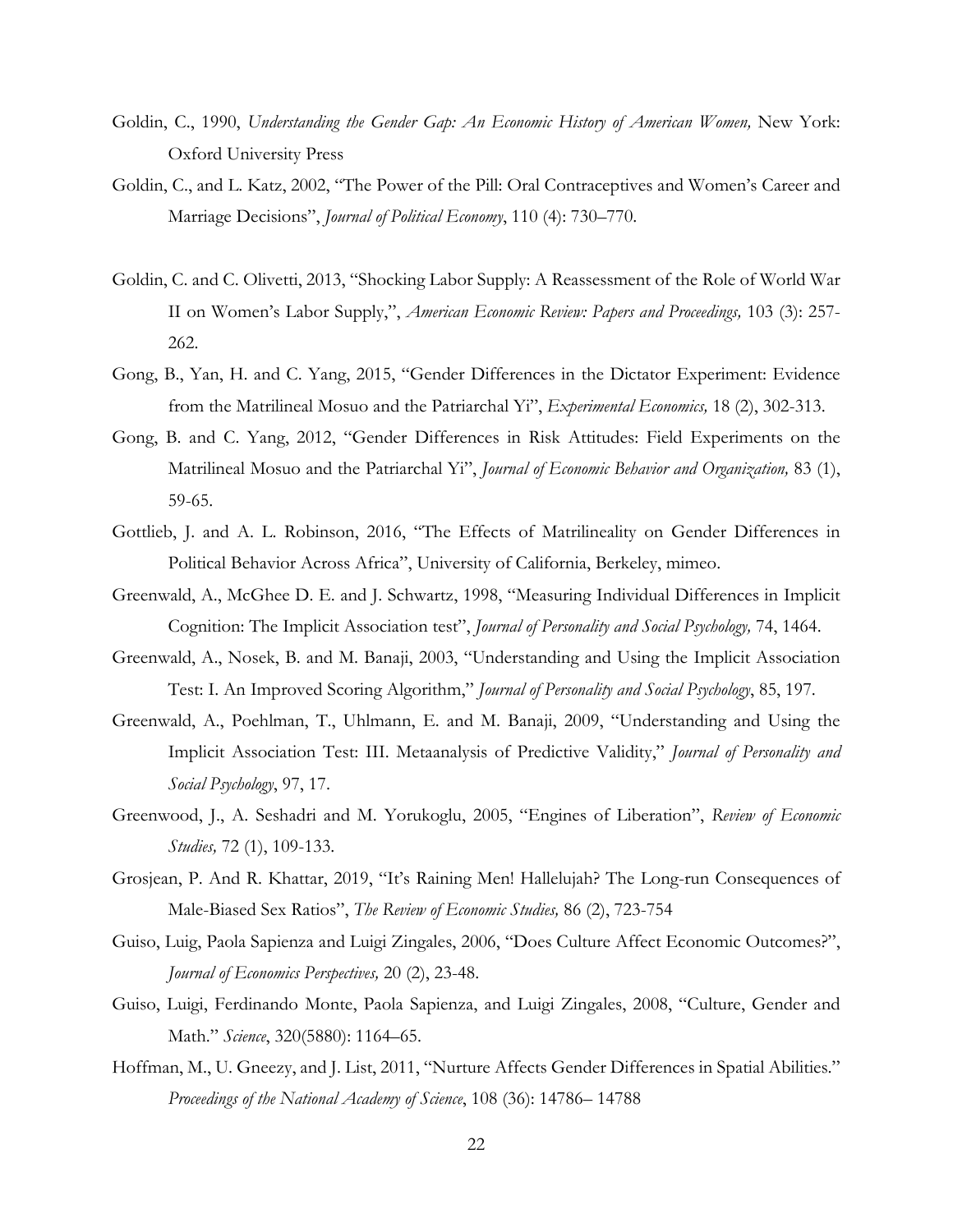Goldin, C., 1990, *Understanding the Gender Gap: An Economic History of American Women,* New York: Oxford University Press

Goldin, C., and L. Katz, 2002, "The Power of the Pill: Oral Contraceptives and Women's Career and Marriage Decisions", *Journal of Political Economy*, 110 (4): 730–770.

Goldin, C. and C. Olivetti, 2013, "Shocking Labor Supply: A Reassessment of the Role of World War II on Women's Labor Supply,", *American Economic Review: Papers and Proceedings,* 103 (3): 257-262.

Gong, B., Yan, H. and C. Yang, 2015, "Gender Differences in the Dictator Experiment: Evidence from the Matrilineal Mosuo and the Patriarchal Yi", *Experimental Economics,* 18 (2), 302-313.

Gong, B. and C. Yang, 2012, "Gender Differences in Risk Attitudes: Field Experiments on the Matrilineal Mosuo and the Patriarchal Yi", *Journal of Economic Behavior and Organization,* 83 (1), 59-65.

Gottlieb, J. and A. L. Robinson, 2016, "The Effects of Matrilineality on Gender Differences in Political Behavior Across Africa", University of California, Berkeley, mimeo.

Greenwald, A., McGhee D. E. and J. Schwartz, 1998, "Measuring Individual Differences in Implicit Cognition: The Implicit Association test", *Journal of Personality and Social Psychology,* 74, 1464.

Greenwald, A., Nosek, B. and M. Banaji, 2003, "Understanding and Using the Implicit Association Test: I. An Improved Scoring Algorithm," *Journal of Personality and Social Psychology*, 85, 197.

Greenwald, A., Poehlman, T., Uhlmann, E. and M. Banaji, 2009, "Understanding and Using the Implicit Association Test: III. Metaanalysis of Predictive Validity," *Journal of Personality and Social Psychology*, 97, 17.

Greenwood, J., A. Seshadri and M. Yorukoglu, 2005, "Engines of Liberation", *Review of Economic Studies,* 72 (1), 109-133.

Grosjean, P. And R. Khattar, 2019, "It's Raining Men! Hallelujah? The Long-run Consequences of Male-Biased Sex Ratios", *The Review of Economic Studies,* 86 (2), 723-754

Guiso, Luig, Paola Sapienza and Luigi Zingales, 2006, "Does Culture Affect Economic Outcomes?", *Journal of Economics Perspectives,* 20 (2), 23-48.

Guiso, Luigi, Ferdinando Monte, Paola Sapienza, and Luigi Zingales, 2008, "Culture, Gender and Math." *Science*, 320(5880): 1164–65.

Hoffman, M., U. Gneezy, and J. List, 2011, "Nurture Affects Gender Differences in Spatial Abilities." *Proceedings of the National Academy of Science*, 108 (36): 14786– 14788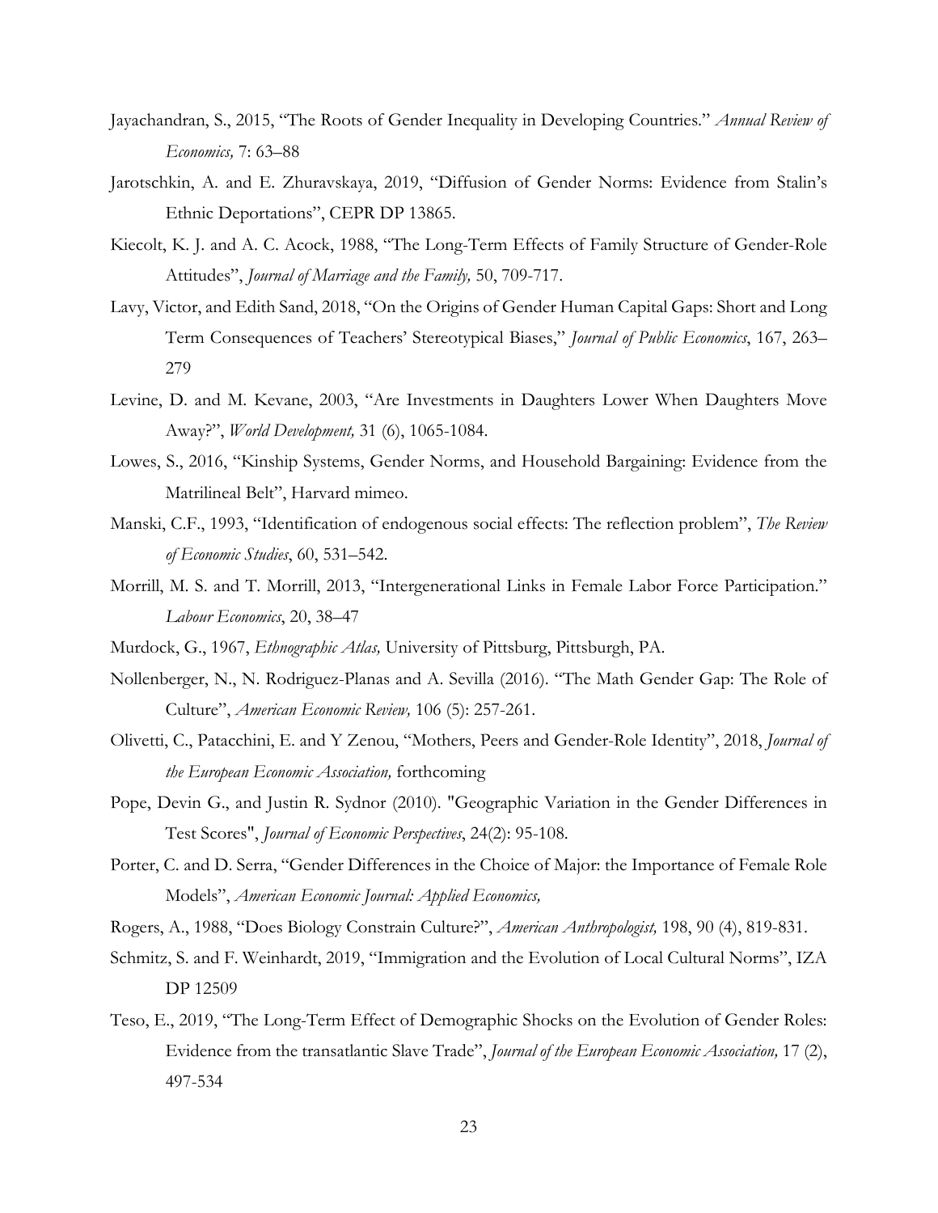Jayachandran, S., 2015, "The Roots of Gender Inequality in Developing Countries." *Annual Review of Economics,* 7: 63–88

Jarotschkin, A. and E. Zhuravskaya, 2019, "Diffusion of Gender Norms: Evidence from Stalin's Ethnic Deportations", CEPR DP 13865.

Kiecolt, K. J. and A. C. Acock, 1988, "The Long-Term Effects of Family Structure of Gender-Role Attitudes", *Journal of Marriage and the Family,* 50, 709-717.

Lavy, Victor, and Edith Sand, 2018, "On the Origins of Gender Human Capital Gaps: Short and Long Term Consequences of Teachers' Stereotypical Biases," *Journal of Public Economics*, 167, 263–279

Levine, D. and M. Kevane, 2003, "Are Investments in Daughters Lower When Daughters Move Away?", *World Development,* 31 (6), 1065-1084.

Lowes, S., 2016, "Kinship Systems, Gender Norms, and Household Bargaining: Evidence from the Matrilineal Belt", Harvard mimeo.

Manski, C.F., 1993, "Identification of endogenous social effects: The reflection problem", *The Review of Economic Studies*, 60, 531–542.

Morrill, M. S. and T. Morrill, 2013, "Intergenerational Links in Female Labor Force Participation." *Labour Economics*, 20, 38–47

Murdock, G., 1967, *Ethnographic Atlas,* University of Pittsburg, Pittsburgh, PA.

Nollenberger, N., N. Rodriguez-Planas and A. Sevilla (2016). "The Math Gender Gap: The Role of Culture", *American Economic Review,* 106 (5): 257-261.

Olivetti, C., Patacchini, E. and Y Zenou, "Mothers, Peers and Gender-Role Identity", 2018, *Journal of the European Economic Association,* forthcoming

Pope, Devin G., and Justin R. Sydnor (2010). "Geographic Variation in the Gender Differences in Test Scores", *Journal of Economic Perspectives*, 24(2): 95-108.

Porter, C. and D. Serra, "Gender Differences in the Choice of Major: the Importance of Female Role Models", *American Economic Journal: Applied Economics,*

Rogers, A., 1988, "Does Biology Constrain Culture?", *American Anthropologist,* 198, 90 (4), 819-831.

Schmitz, S. and F. Weinhardt, 2019, "Immigration and the Evolution of Local Cultural Norms", IZA DP 12509

Teso, E., 2019, "The Long-Term Effect of Demographic Shocks on the Evolution of Gender Roles: Evidence from the transatlantic Slave Trade", *Journal of the European Economic Association,* 17 (2), 497-534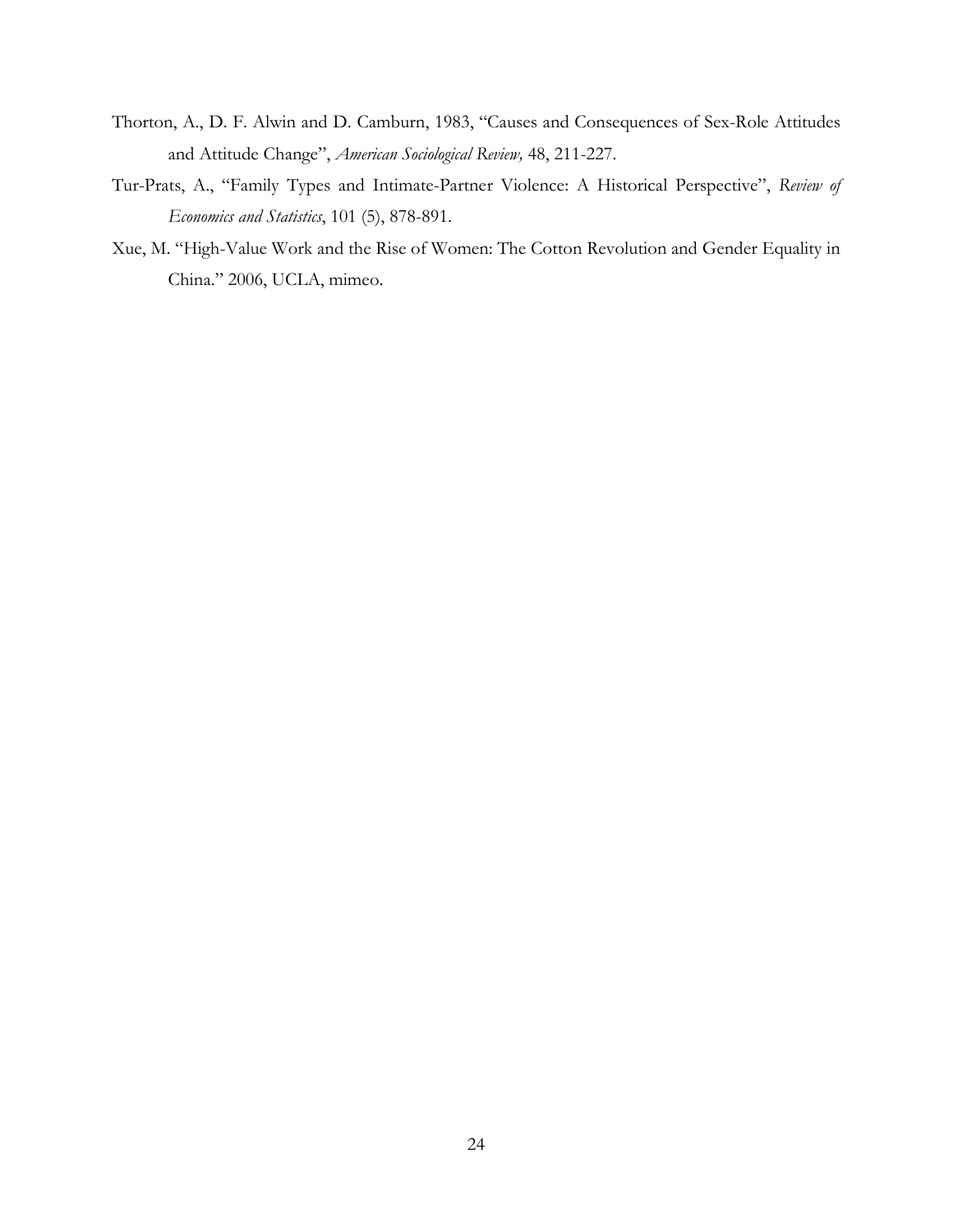Thorton, A., D. F. Alwin and D. Camburn, 1983, "Causes and Consequences of Sex-Role Attitudes and Attitude Change", *American Sociological Review,* 48, 211-227.

Tur-Prats, A., "Family Types and Intimate-Partner Violence: A Historical Perspective", *Review of Economics and Statistics*, 101 (5), 878-891.

Xue, M. "High-Value Work and the Rise of Women: The Cotton Revolution and Gender Equality in China." 2006, UCLA, mimeo.